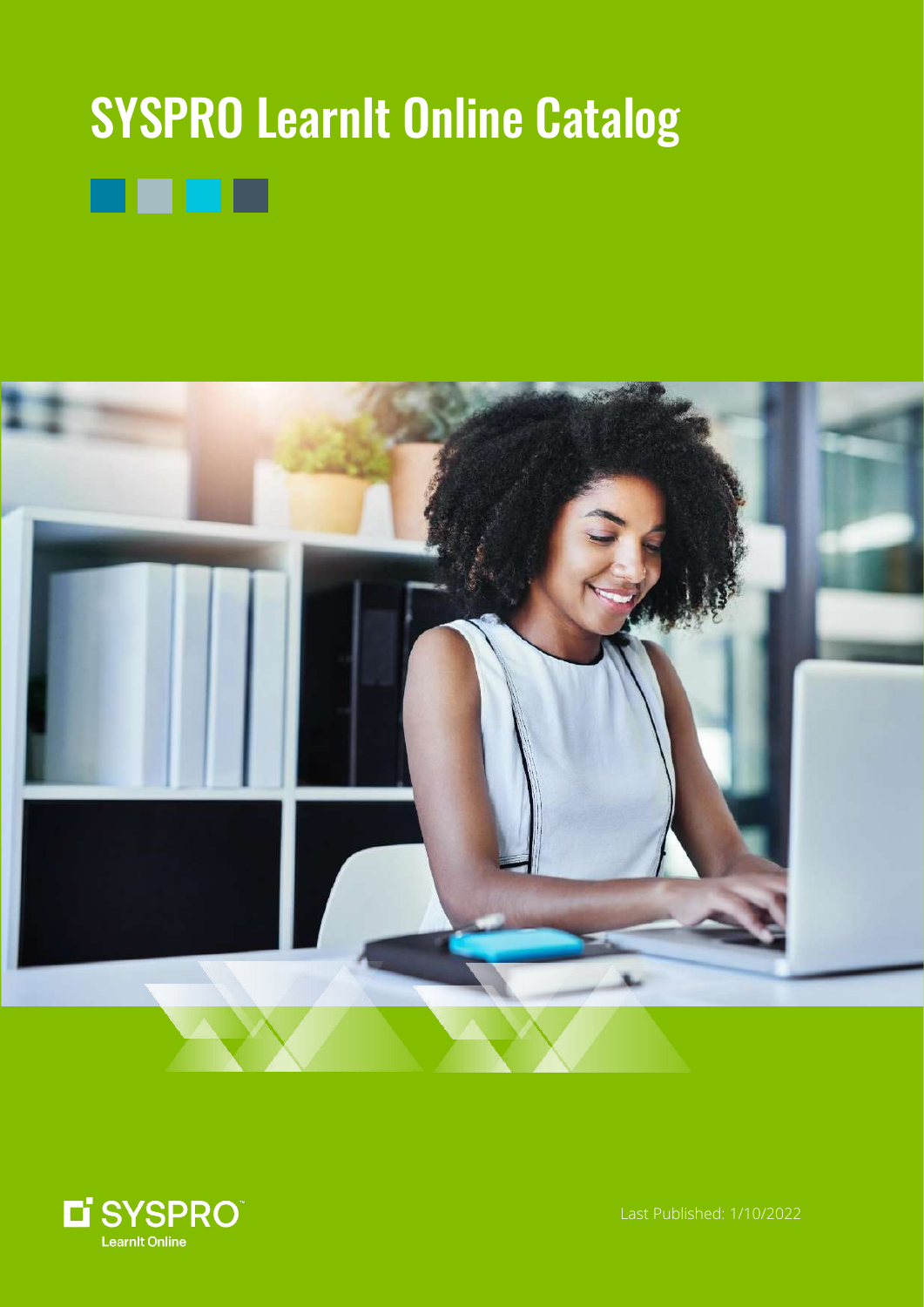# SYSPRO LearnIt Online Catalog

SYSPRO LearnIt Online

Last Published: 1/10/2022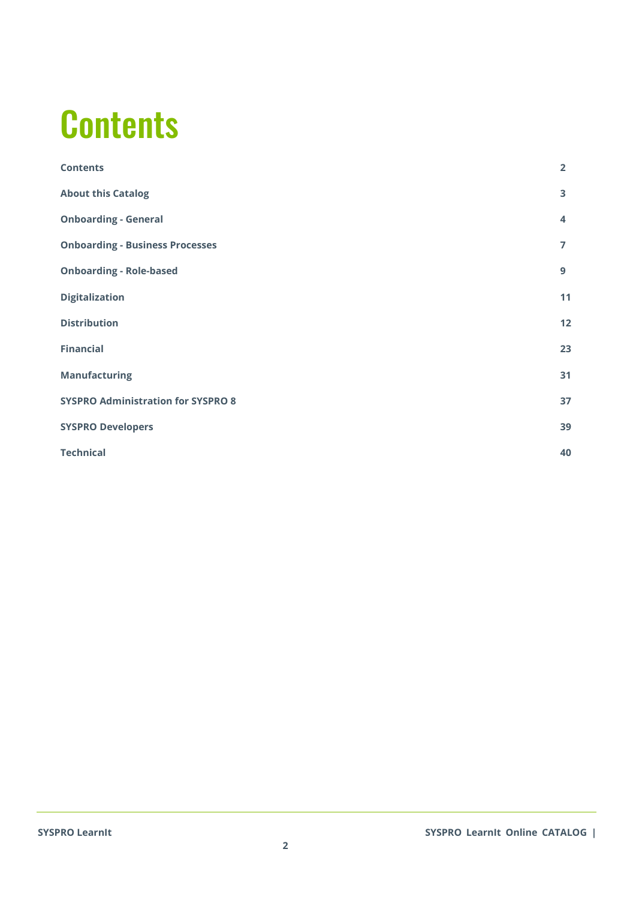# Contents

| | |
|---|---|
| **Contents** | **2** |
| **About this Catalog** | **3** |
| **Onboarding - General** | **4** |
| **Onboarding - Business Processes** | **7** |
| **Onboarding - Role-based** | **9** |
| **Digitalization** | **11** |
| **Distribution** | **12** |
| **Financial** | **23** |
| **Manufacturing** | **31** |
| **SYSPRO Administration for SYSPRO 8** | **37** |
| **SYSPRO Developers** | **39** |
| **Technical** | **40** |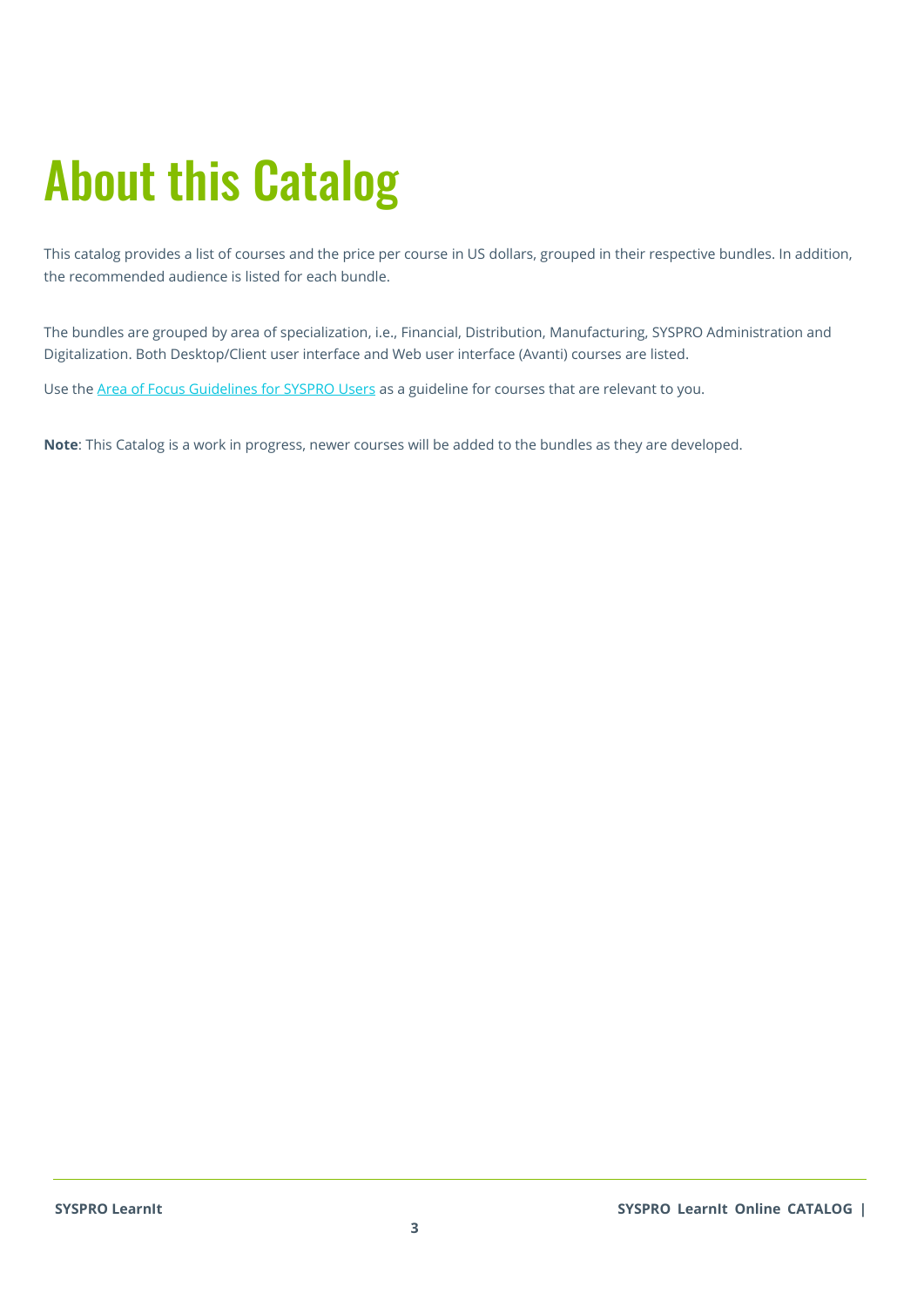# About this Catalog

This catalog provides a list of courses and the price per course in US dollars, grouped in their respective bundles. In addition, the recommended audience is listed for each bundle.

The bundles are grouped by area of specialization, i.e., Financial, Distribution, Manufacturing, SYSPRO Administration and Digitalization. Both Desktop/Client user interface and Web user interface (Avanti) courses are listed.

Use the [Area of Focus Guidelines for SYSPRO Users] as a guideline for courses that are relevant to you.

**Note**: This Catalog is a work in progress, newer courses will be added to the bundles as they are developed.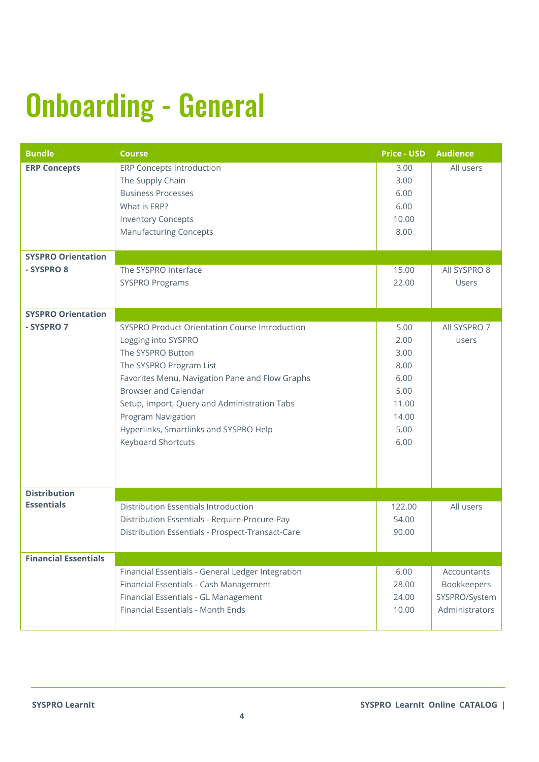# Onboarding - General

| Bundle | Course | Price - USD | Audience |
|---|---|---|---|
| **ERP Concepts** | ERP Concepts Introduction | 3.00 | All users |
| | The Supply Chain | 3.00 | |
| | Business Processes | 6.00 | |
| | What is ERP? | 6.00 | |
| | Inventory Concepts | 10.00 | |
| | Manufacturing Concepts | 8.00 | |
| **SYSPRO Orientation - SYSPRO 8** | The SYSPRO Interface | 15.00 | All SYSPRO 8 Users |
| | SYSPRO Programs | 22.00 | |
| **SYSPRO Orientation - SYSPRO 7** | SYSPRO Product Orientation Course Introduction | 5.00 | All SYSPRO 7 users |
| | Logging into SYSPRO | 2.00 | |
| | The SYSPRO Button | 3.00 | |
| | The SYSPRO Program List | 8.00 | |
| | Favorites Menu, Navigation Pane and Flow Graphs | 6.00 | |
| | Browser and Calendar | 5.00 | |
| | Setup, Import, Query and Administration Tabs | 11.00 | |
| | Program Navigation | 14.00 | |
| | Hyperlinks, Smartlinks and SYSPRO Help | 5.00 | |
| | Keyboard Shortcuts | 6.00 | |
| **Distribution Essentials** | Distribution Essentials Introduction | 122.00 | All users |
| | Distribution Essentials - Require-Procure-Pay | 54.00 | |
| | Distribution Essentials - Prospect-Transact-Care | 90.00 | |
| **Financial Essentials** | Financial Essentials - General Ledger Integration | 6.00 | Accountants Bookkeepers SYSPRO/System Administrators |
| | Financial Essentials - Cash Management | 28.00 | |
| | Financial Essentials - GL Management | 24.00 | |
| | Financial Essentials - Month Ends | 10.00 | |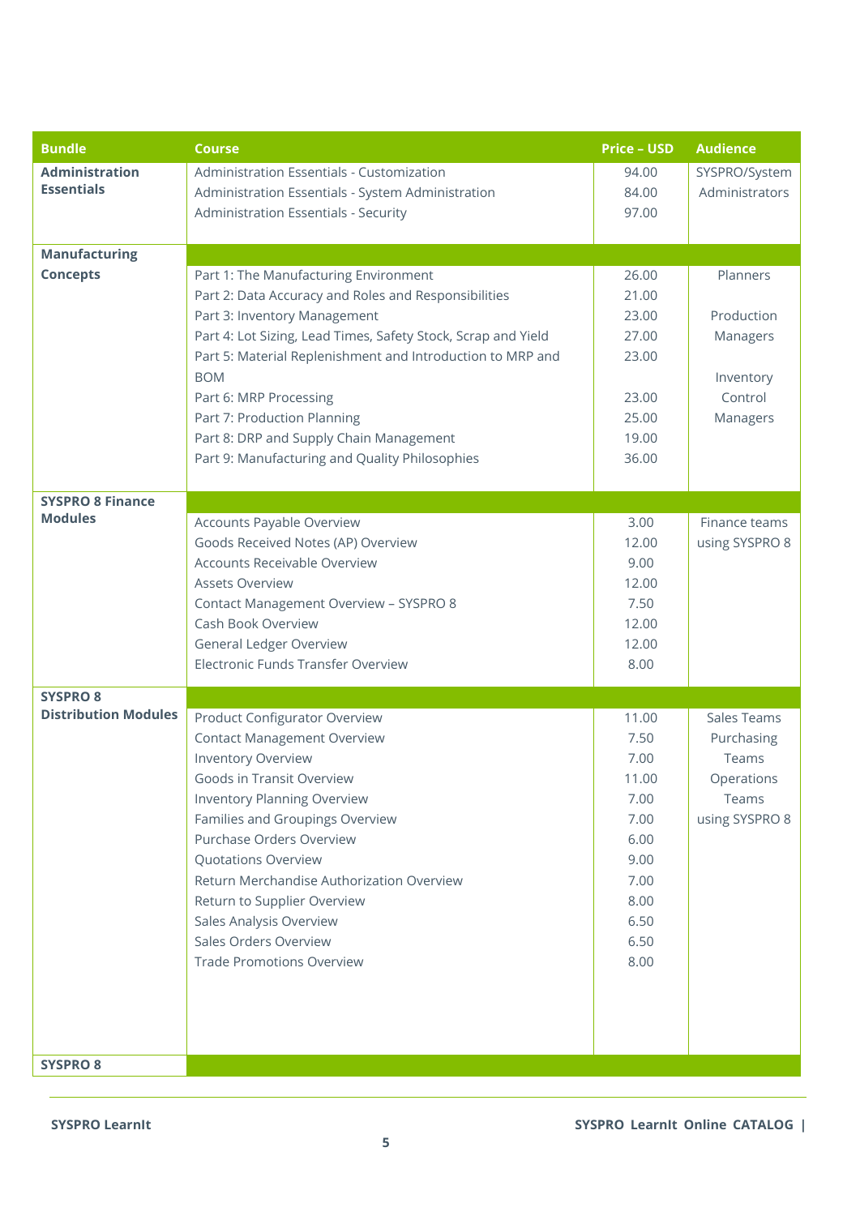| Bundle | Course | Price – USD | Audience |
|---|---|---|---|
| **Administration Essentials** | Administration Essentials - Customization | 94.00 | SYSPRO/System Administrators |
| | Administration Essentials - System Administration | 84.00 | |
| | Administration Essentials - Security | 97.00 | |
| **Manufacturing Concepts** | | | |
| | Part 1: The Manufacturing Environment | 26.00 | Planners |
| | Part 2: Data Accuracy and Roles and Responsibilities | 21.00 | |
| | Part 3: Inventory Management | 23.00 | Production Managers |
| | Part 4: Lot Sizing, Lead Times, Safety Stock, Scrap and Yield | 27.00 | |
| | Part 5: Material Replenishment and Introduction to MRP and BOM | 23.00 | Inventory Control Managers |
| | Part 6: MRP Processing | 23.00 | |
| | Part 7: Production Planning | 25.00 | |
| | Part 8: DRP and Supply Chain Management | 19.00 | |
| | Part 9: Manufacturing and Quality Philosophies | 36.00 | |
| **SYSPRO 8 Finance Modules** | | | |
| | Accounts Payable Overview | 3.00 | Finance teams using SYSPRO 8 |
| | Goods Received Notes (AP) Overview | 12.00 | |
| | Accounts Receivable Overview | 9.00 | |
| | Assets Overview | 12.00 | |
| | Contact Management Overview – SYSPRO 8 | 7.50 | |
| | Cash Book Overview | 12.00 | |
| | General Ledger Overview | 12.00 | |
| | Electronic Funds Transfer Overview | 8.00 | |
| **SYSPRO 8 Distribution Modules** | | | |
| | Product Configurator Overview | 11.00 | Sales Teams Purchasing Teams Operations Teams using SYSPRO 8 |
| | Contact Management Overview | 7.50 | |
| | Inventory Overview | 7.00 | |
| | Goods in Transit Overview | 11.00 | |
| | Inventory Planning Overview | 7.00 | |
| | Families and Groupings Overview | 7.00 | |
| | Purchase Orders Overview | 6.00 | |
| | Quotations Overview | 9.00 | |
| | Return Merchandise Authorization Overview | 7.00 | |
| | Return to Supplier Overview | 8.00 | |
| | Sales Analysis Overview | 6.50 | |
| | Sales Orders Overview | 6.50 | |
| | Trade Promotions Overview | 8.00 | |
| **SYSPRO 8** | | | |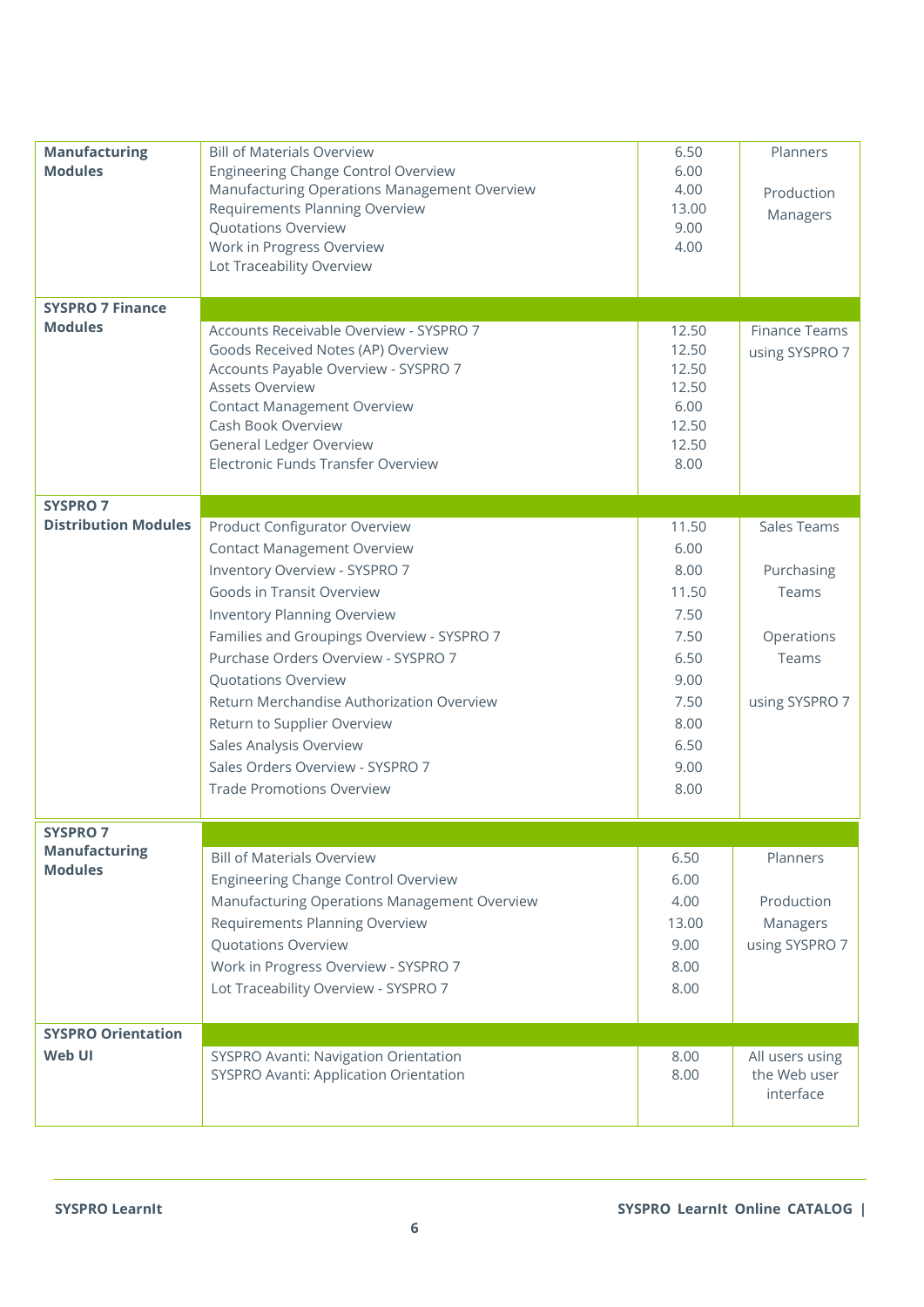| | | | |
|---|---|---|---|
| **Manufacturing Modules** | Bill of Materials Overview | 6.50 | Planners<br><br>Production Managers |
| | Engineering Change Control Overview | 6.00 | |
| | Manufacturing Operations Management Overview | 4.00 | |
| | Requirements Planning Overview | 13.00 | |
| | Quotations Overview | 9.00 | |
| | Work in Progress Overview | 4.00 | |
| | Lot Traceability Overview | | |
| **SYSPRO 7 Finance Modules** | | | |
| | Accounts Receivable Overview - SYSPRO 7 | 12.50 | Finance Teams using SYSPRO 7 |
| | Goods Received Notes (AP) Overview | 12.50 | |
| | Accounts Payable Overview - SYSPRO 7 | 12.50 | |
| | Assets Overview | 12.50 | |
| | Contact Management Overview | 6.00 | |
| | Cash Book Overview | 12.50 | |
| | General Ledger Overview | 12.50 | |
| | Electronic Funds Transfer Overview | 8.00 | |
| **SYSPRO 7 Distribution Modules** | | | |
| | Product Configurator Overview | 11.50 | Sales Teams<br><br>Purchasing Teams<br><br>Operations Teams<br><br>using SYSPRO 7 |
| | Contact Management Overview | 6.00 | |
| | Inventory Overview - SYSPRO 7 | 8.00 | |
| | Goods in Transit Overview | 11.50 | |
| | Inventory Planning Overview | 7.50 | |
| | Families and Groupings Overview - SYSPRO 7 | 7.50 | |
| | Purchase Orders Overview - SYSPRO 7 | 6.50 | |
| | Quotations Overview | 9.00 | |
| | Return Merchandise Authorization Overview | 7.50 | |
| | Return to Supplier Overview | 8.00 | |
| | Sales Analysis Overview | 6.50 | |
| | Sales Orders Overview - SYSPRO 7 | 9.00 | |
| | Trade Promotions Overview | 8.00 | |
| **SYSPRO 7 Manufacturing Modules** | | | |
| | Bill of Materials Overview | 6.50 | Planners<br><br>Production Managers using SYSPRO 7 |
| | Engineering Change Control Overview | 6.00 | |
| | Manufacturing Operations Management Overview | 4.00 | |
| | Requirements Planning Overview | 13.00 | |
| | Quotations Overview | 9.00 | |
| | Work in Progress Overview - SYSPRO 7 | 8.00 | |
| | Lot Traceability Overview - SYSPRO 7 | 8.00 | |
| **SYSPRO Orientation Web UI** | | | |
| | SYSPRO Avanti: Navigation Orientation | 8.00 | All users using the Web user interface |
| | SYSPRO Avanti: Application Orientation | 8.00 | |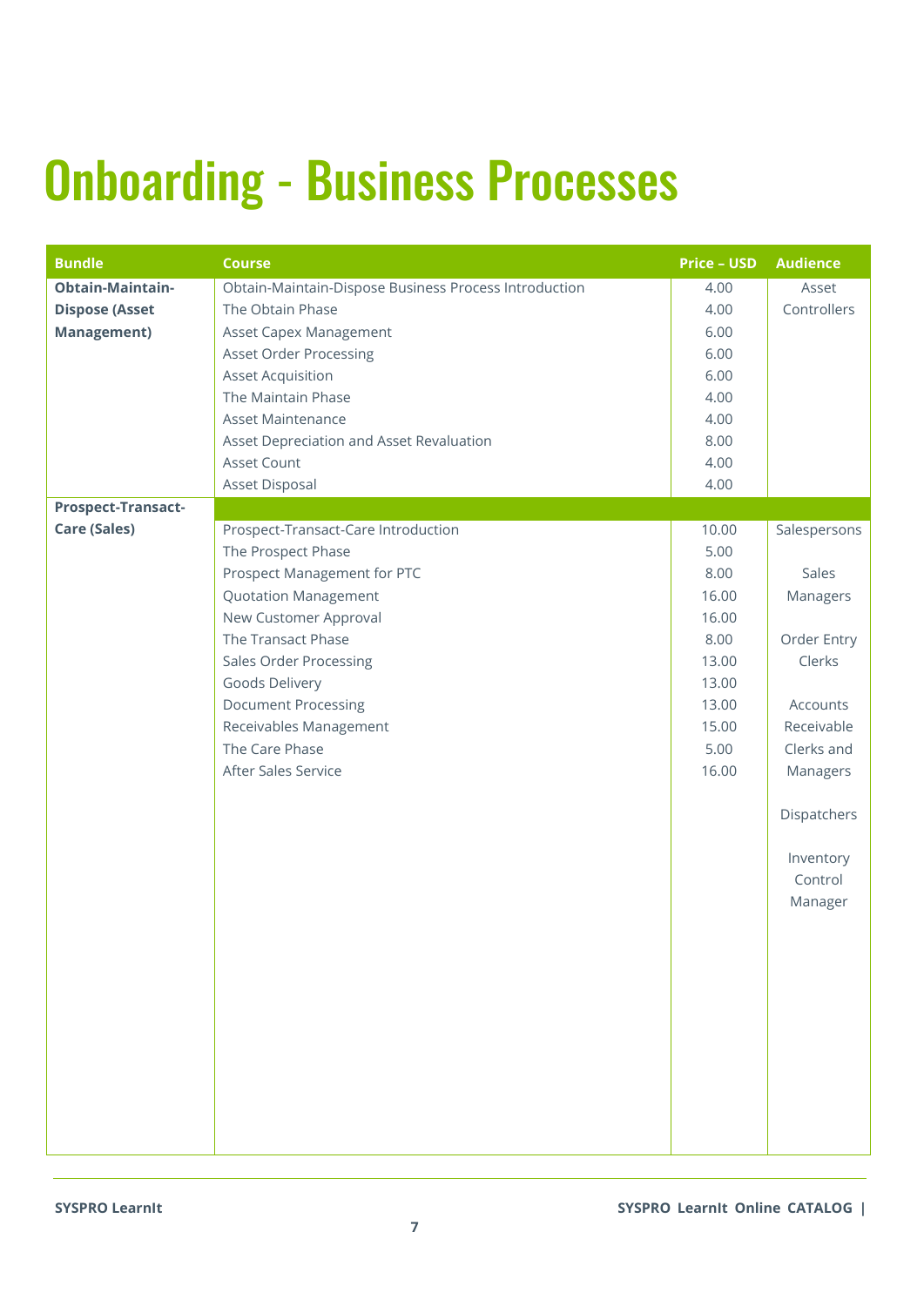# Onboarding - Business Processes

| Bundle | Course | Price – USD | Audience |
|---|---|---|---|
| **Obtain-Maintain-Dispose (Asset Management)** | Obtain-Maintain-Dispose Business Process Introduction | 4.00 | Asset Controllers |
| | The Obtain Phase | 4.00 | |
| | Asset Capex Management | 6.00 | |
| | Asset Order Processing | 6.00 | |
| | Asset Acquisition | 6.00 | |
| | The Maintain Phase | 4.00 | |
| | Asset Maintenance | 4.00 | |
| | Asset Depreciation and Asset Revaluation | 8.00 | |
| | Asset Count | 4.00 | |
| | Asset Disposal | 4.00 | |
| **Prospect-Transact-Care (Sales)** | | | |
| | Prospect-Transact-Care Introduction | 10.00 | Salespersons<br>Sales Managers<br>Order Entry Clerks<br>Accounts Receivable Clerks and Managers<br>Dispatchers<br>Inventory Control Manager |
| | The Prospect Phase | 5.00 | |
| | Prospect Management for PTC | 8.00 | |
| | Quotation Management | 16.00 | |
| | New Customer Approval | 16.00 | |
| | The Transact Phase | 8.00 | |
| | Sales Order Processing | 13.00 | |
| | Goods Delivery | 13.00 | |
| | Document Processing | 13.00 | |
| | Receivables Management | 15.00 | |
| | The Care Phase | 5.00 | |
| | After Sales Service | 16.00 | |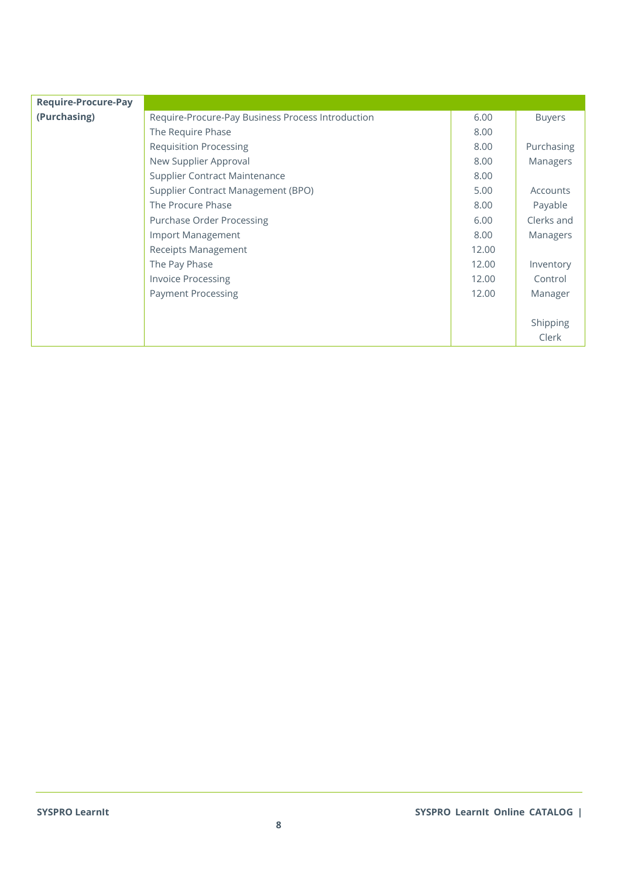| Require-Procure-Pay (Purchasing) | | | |
|---|---|---|---|
| | Require-Procure-Pay Business Process Introduction | 6.00 | Buyers |
| | The Require Phase | 8.00 | |
| | Requisition Processing | 8.00 | Purchasing Managers |
| | New Supplier Approval | 8.00 | |
| | Supplier Contract Maintenance | 8.00 | |
| | Supplier Contract Management (BPO) | 5.00 | Accounts Payable Clerks and Managers |
| | The Procure Phase | 8.00 | |
| | Purchase Order Processing | 6.00 | |
| | Import Management | 8.00 | |
| | Receipts Management | 12.00 | |
| | The Pay Phase | 12.00 | Inventory Control Manager |
| | Invoice Processing | 12.00 | |
| | Payment Processing | 12.00 | |
| | | | Shipping Clerk |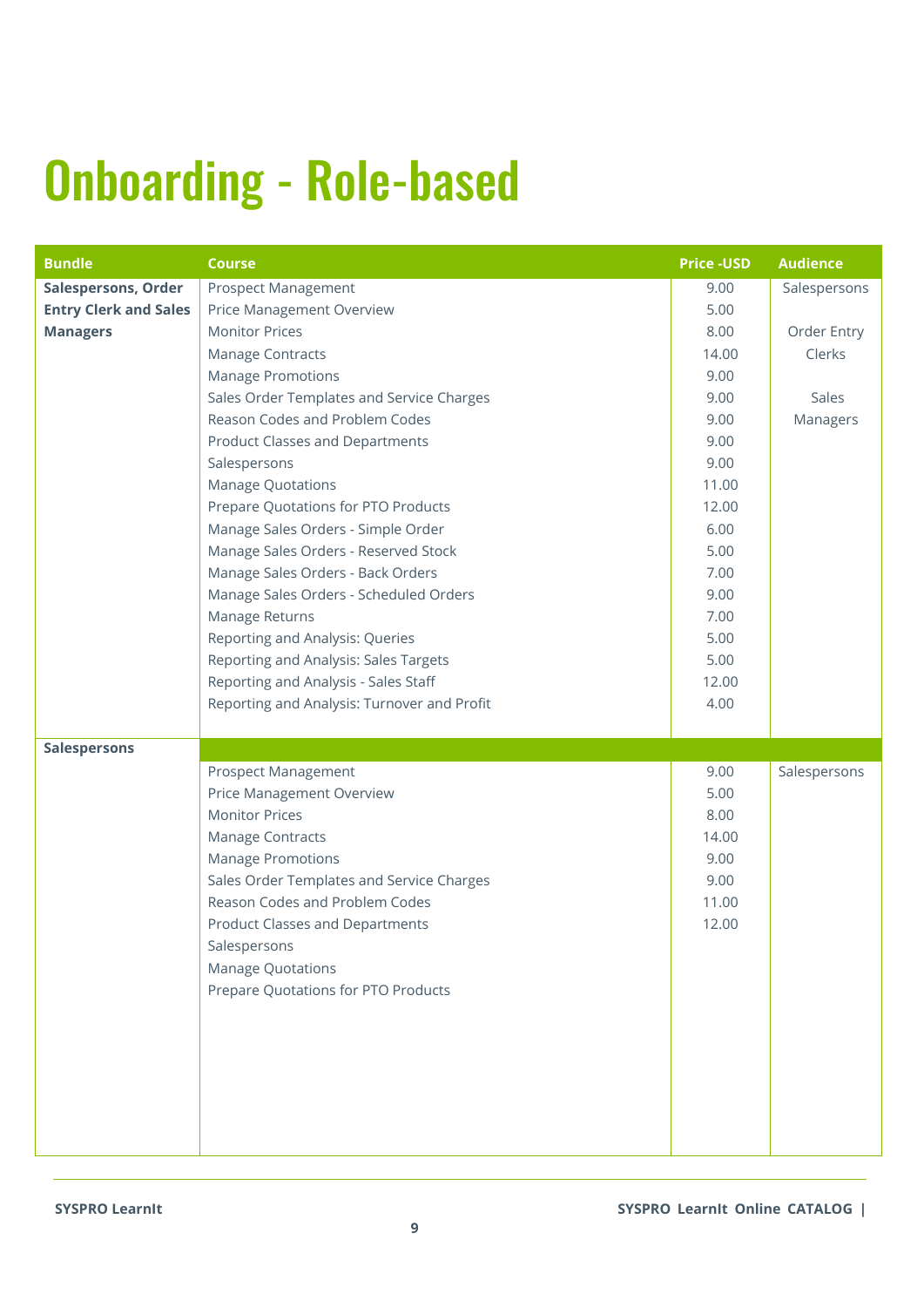# Onboarding - Role-based

| Bundle | Course | Price -USD | Audience |
|---|---|---|---|
| **Salespersons, Order Entry Clerk and Sales Managers** | Prospect Management | 9.00 | Salespersons |
| | Price Management Overview | 5.00 | |
| | Monitor Prices | 8.00 | Order Entry Clerks |
| | Manage Contracts | 14.00 | |
| | Manage Promotions | 9.00 | |
| | Sales Order Templates and Service Charges | 9.00 | Sales Managers |
| | Reason Codes and Problem Codes | 9.00 | |
| | Product Classes and Departments | 9.00 | |
| | Salespersons | 9.00 | |
| | Manage Quotations | 11.00 | |
| | Prepare Quotations for PTO Products | 12.00 | |
| | Manage Sales Orders - Simple Order | 6.00 | |
| | Manage Sales Orders - Reserved Stock | 5.00 | |
| | Manage Sales Orders - Back Orders | 7.00 | |
| | Manage Sales Orders - Scheduled Orders | 9.00 | |
| | Manage Returns | 7.00 | |
| | Reporting and Analysis: Queries | 5.00 | |
| | Reporting and Analysis: Sales Targets | 5.00 | |
| | Reporting and Analysis - Sales Staff | 12.00 | |
| | Reporting and Analysis: Turnover and Profit | 4.00 | |
| **Salespersons** | | | |
| | Prospect Management | 9.00 | Salespersons |
| | Price Management Overview | 5.00 | |
| | Monitor Prices | 8.00 | |
| | Manage Contracts | 14.00 | |
| | Manage Promotions | 9.00 | |
| | Sales Order Templates and Service Charges | 9.00 | |
| | Reason Codes and Problem Codes | 11.00 | |
| | Product Classes and Departments | 12.00 | |
| | Salespersons | | |
| | Manage Quotations | | |
| | Prepare Quotations for PTO Products | | |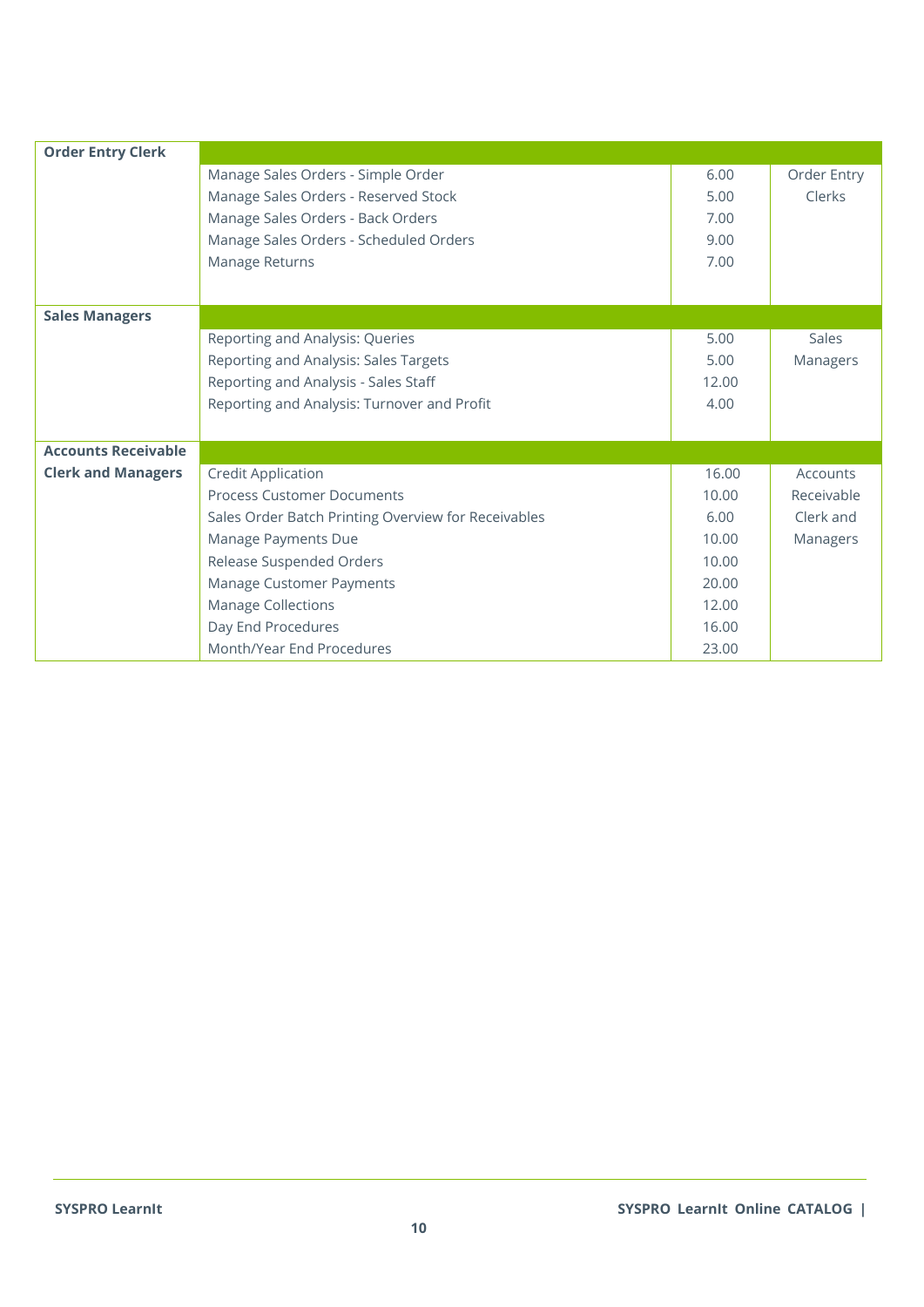| Order Entry Clerk | | | |
|---|---|---|---|
| | Manage Sales Orders - Simple Order | 6.00 | Order Entry Clerks |
| | Manage Sales Orders - Reserved Stock | 5.00 | |
| | Manage Sales Orders - Back Orders | 7.00 | |
| | Manage Sales Orders - Scheduled Orders | 9.00 | |
| | Manage Returns | 7.00 | |
| **Sales Managers** | | | |
| | Reporting and Analysis: Queries | 5.00 | Sales Managers |
| | Reporting and Analysis: Sales Targets | 5.00 | |
| | Reporting and Analysis - Sales Staff | 12.00 | |
| | Reporting and Analysis: Turnover and Profit | 4.00 | |
| **Accounts Receivable Clerk and Managers** | | | |
| | Credit Application | 16.00 | Accounts Receivable Clerk and Managers |
| | Process Customer Documents | 10.00 | |
| | Sales Order Batch Printing Overview for Receivables | 6.00 | |
| | Manage Payments Due | 10.00 | |
| | Release Suspended Orders | 10.00 | |
| | Manage Customer Payments | 20.00 | |
| | Manage Collections | 12.00 | |
| | Day End Procedures | 16.00 | |
| | Month/Year End Procedures | 23.00 | |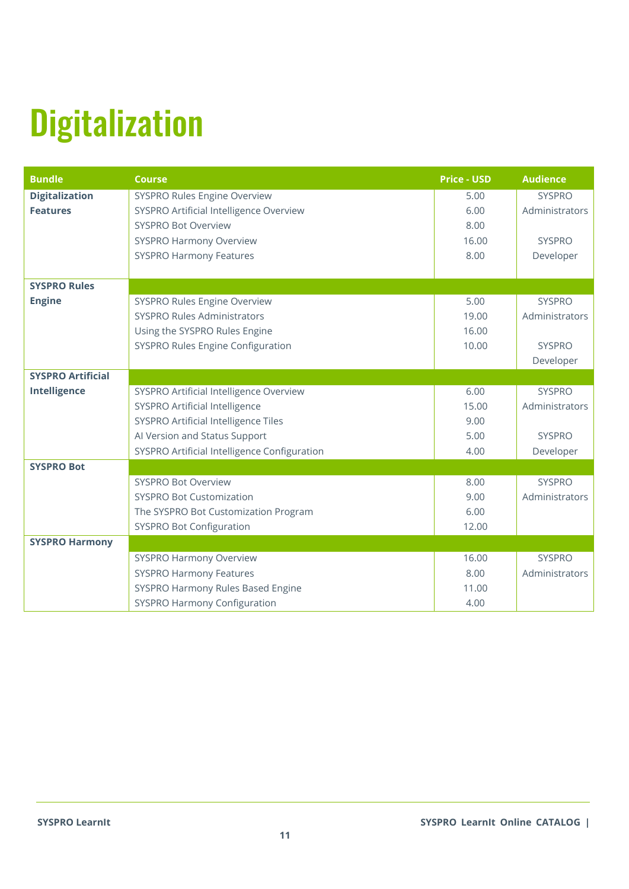# Digitalization

| Bundle | Course | Price - USD | Audience |
|---|---|---|---|
| **Digitalization Features** | SYSPRO Rules Engine Overview | 5.00 | SYSPRO Administrators |
| | SYSPRO Artificial Intelligence Overview | 6.00 | |
| | SYSPRO Bot Overview | 8.00 | SYSPRO Developer |
| | SYSPRO Harmony Overview | 16.00 | |
| | SYSPRO Harmony Features | 8.00 | |
| **SYSPRO Rules Engine** | | | |
| | SYSPRO Rules Engine Overview | 5.00 | SYSPRO Administrators |
| | SYSPRO Rules Administrators | 19.00 | |
| | Using the SYSPRO Rules Engine | 16.00 | SYSPRO Developer |
| | SYSPRO Rules Engine Configuration | 10.00 | |
| **SYSPRO Artificial Intelligence** | | | |
| | SYSPRO Artificial Intelligence Overview | 6.00 | SYSPRO Administrators |
| | SYSPRO Artificial Intelligence | 15.00 | |
| | SYSPRO Artificial Intelligence Tiles | 9.00 | SYSPRO Developer |
| | AI Version and Status Support | 5.00 | |
| | SYSPRO Artificial Intelligence Configuration | 4.00 | |
| **SYSPRO Bot** | | | |
| | SYSPRO Bot Overview | 8.00 | SYSPRO Administrators |
| | SYSPRO Bot Customization | 9.00 | |
| | The SYSPRO Bot Customization Program | 6.00 | |
| | SYSPRO Bot Configuration | 12.00 | |
| **SYSPRO Harmony** | | | |
| | SYSPRO Harmony Overview | 16.00 | SYSPRO Administrators |
| | SYSPRO Harmony Features | 8.00 | |
| | SYSPRO Harmony Rules Based Engine | 11.00 | |
| | SYSPRO Harmony Configuration | 4.00 | |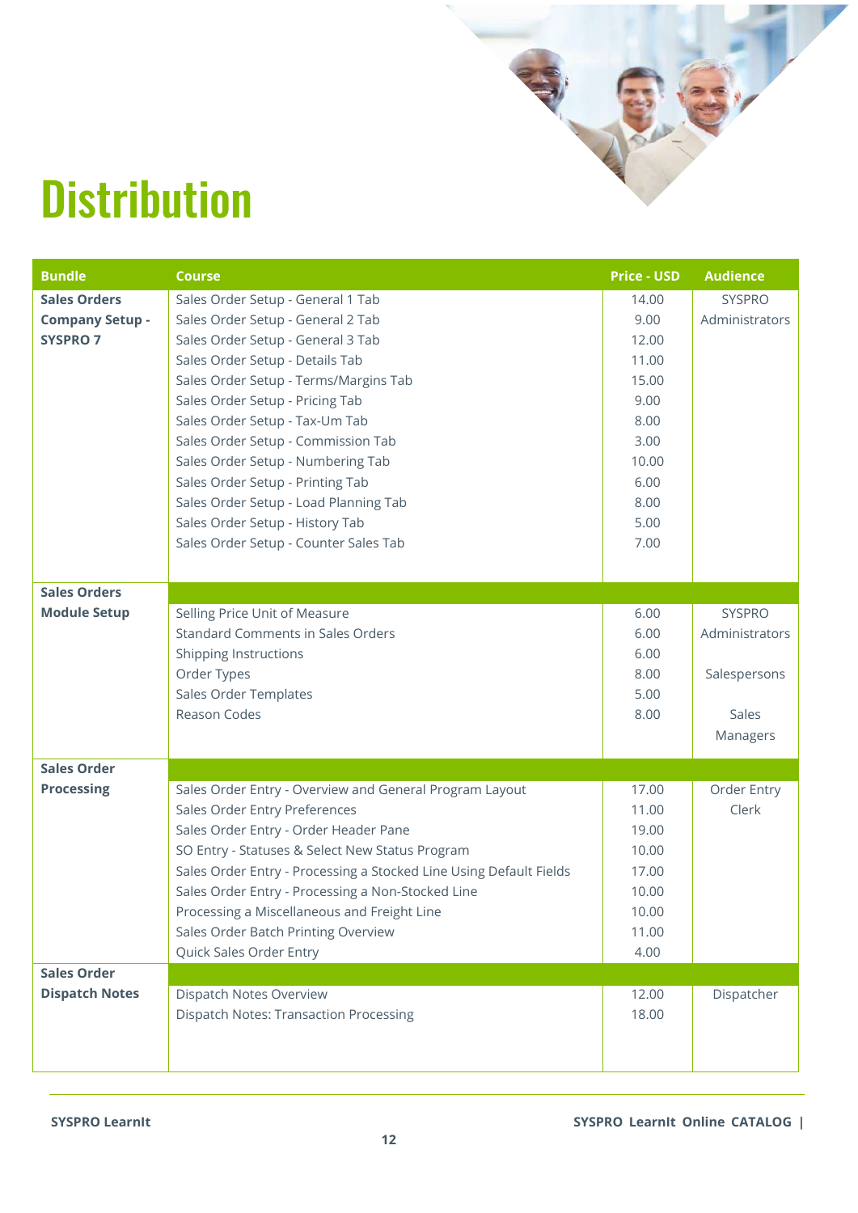# Distribution

| Bundle | Course | Price - USD | Audience |
|---|---|---|---|
| **Sales Orders Company Setup - SYSPRO 7** | Sales Order Setup - General 1 Tab | 14.00 | SYSPRO Administrators |
| | Sales Order Setup - General 2 Tab | 9.00 | |
| | Sales Order Setup - General 3 Tab | 12.00 | |
| | Sales Order Setup - Details Tab | 11.00 | |
| | Sales Order Setup - Terms/Margins Tab | 15.00 | |
| | Sales Order Setup - Pricing Tab | 9.00 | |
| | Sales Order Setup - Tax-Um Tab | 8.00 | |
| | Sales Order Setup - Commission Tab | 3.00 | |
| | Sales Order Setup - Numbering Tab | 10.00 | |
| | Sales Order Setup - Printing Tab | 6.00 | |
| | Sales Order Setup - Load Planning Tab | 8.00 | |
| | Sales Order Setup - History Tab | 5.00 | |
| | Sales Order Setup - Counter Sales Tab | 7.00 | |
| **Sales Orders Module Setup** | | | |
| | Selling Price Unit of Measure | 6.00 | SYSPRO Administrators |
| | Standard Comments in Sales Orders | 6.00 | |
| | Shipping Instructions | 6.00 | |
| | Order Types | 8.00 | Salespersons |
| | Sales Order Templates | 5.00 | |
| | Reason Codes | 8.00 | Sales Managers |
| **Sales Order Processing** | | | |
| | Sales Order Entry - Overview and General Program Layout | 17.00 | Order Entry Clerk |
| | Sales Order Entry Preferences | 11.00 | |
| | Sales Order Entry - Order Header Pane | 19.00 | |
| | SO Entry - Statuses & Select New Status Program | 10.00 | |
| | Sales Order Entry - Processing a Stocked Line Using Default Fields | 17.00 | |
| | Sales Order Entry - Processing a Non-Stocked Line | 10.00 | |
| | Processing a Miscellaneous and Freight Line | 10.00 | |
| | Sales Order Batch Printing Overview | 11.00 | |
| | Quick Sales Order Entry | 4.00 | |
| **Sales Order Dispatch Notes** | | | |
| | Dispatch Notes Overview | 12.00 | Dispatcher |
| | Dispatch Notes: Transaction Processing | 18.00 | |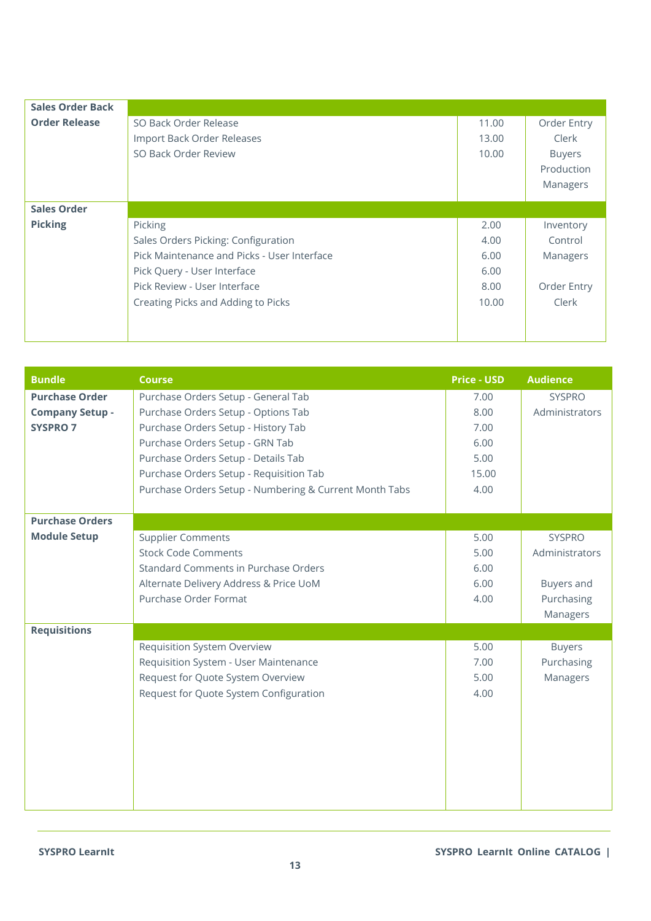| Bundle | Course | Price - USD | Audience |
|---|---|---|---|
| **Sales Order Back Order Release** | | | |
| | SO Back Order Release | 11.00 | Order Entry Clerk |
| | Import Back Order Releases | 13.00 | Buyers |
| | SO Back Order Review | 10.00 | Production Managers |
| **Sales Order Picking** | | | |
| | Picking | 2.00 | Inventory Control Managers |
| | Sales Orders Picking: Configuration | 4.00 | |
| | Pick Maintenance and Picks - User Interface | 6.00 | |
| | Pick Query - User Interface | 6.00 | |
| | Pick Review - User Interface | 8.00 | Order Entry Clerk |
| | Creating Picks and Adding to Picks | 10.00 | |

| Bundle | Course | Price - USD | Audience |
|---|---|---|---|
| **Purchase Order Company Setup - SYSPRO 7** | Purchase Orders Setup - General Tab | 7.00 | SYSPRO Administrators |
| | Purchase Orders Setup - Options Tab | 8.00 | |
| | Purchase Orders Setup - History Tab | 7.00 | |
| | Purchase Orders Setup - GRN Tab | 6.00 | |
| | Purchase Orders Setup - Details Tab | 5.00 | |
| | Purchase Orders Setup - Requisition Tab | 15.00 | |
| | Purchase Orders Setup - Numbering & Current Month Tabs | 4.00 | |
| **Purchase Orders Module Setup** | | | |
| | Supplier Comments | 5.00 | SYSPRO Administrators |
| | Stock Code Comments | 5.00 | |
| | Standard Comments in Purchase Orders | 6.00 | |
| | Alternate Delivery Address & Price UoM | 6.00 | Buyers and Purchasing Managers |
| | Purchase Order Format | 4.00 | |
| **Requisitions** | | | |
| | Requisition System Overview | 5.00 | Buyers |
| | Requisition System - User Maintenance | 7.00 | Purchasing Managers |
| | Request for Quote System Overview | 5.00 | |
| | Request for Quote System Configuration | 4.00 | |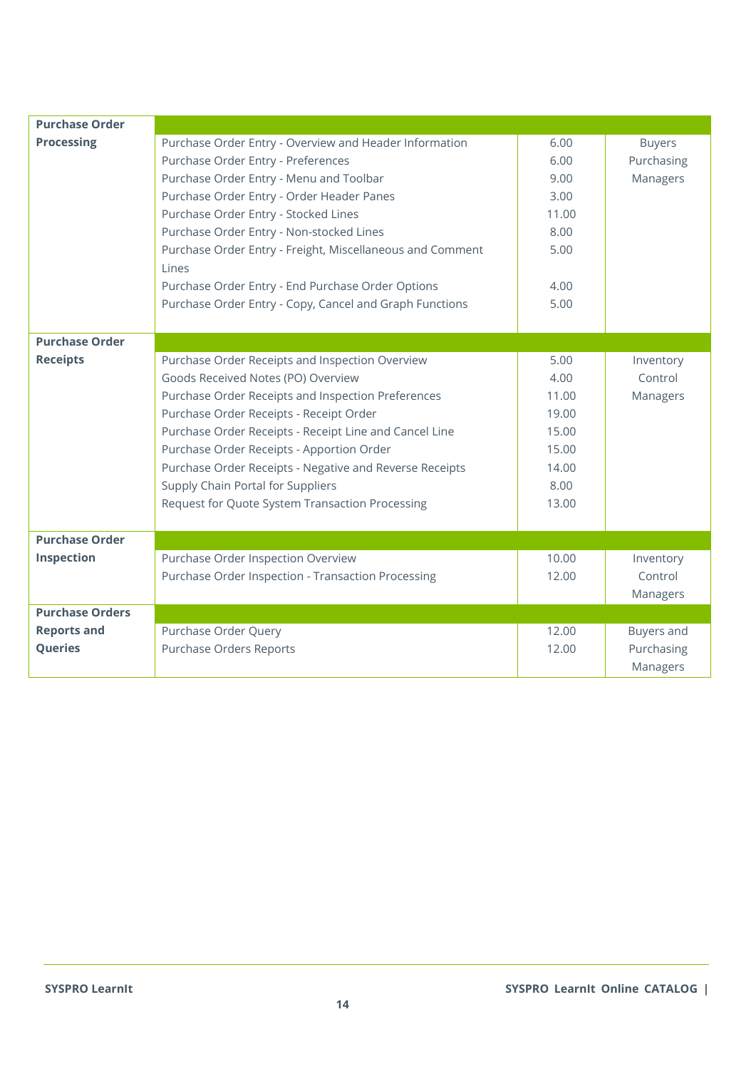| | | | |
|---|---|---|---|
| **Purchase Order Processing** | | | |
| | Purchase Order Entry - Overview and Header Information | 6.00 | Buyers Purchasing Managers |
| | Purchase Order Entry - Preferences | 6.00 | |
| | Purchase Order Entry - Menu and Toolbar | 9.00 | |
| | Purchase Order Entry - Order Header Panes | 3.00 | |
| | Purchase Order Entry - Stocked Lines | 11.00 | |
| | Purchase Order Entry - Non-stocked Lines | 8.00 | |
| | Purchase Order Entry - Freight, Miscellaneous and Comment Lines | 5.00 | |
| | Purchase Order Entry - End Purchase Order Options | 4.00 | |
| | Purchase Order Entry - Copy, Cancel and Graph Functions | 5.00 | |
| **Purchase Order Receipts** | | | |
| | Purchase Order Receipts and Inspection Overview | 5.00 | Inventory Control Managers |
| | Goods Received Notes (PO) Overview | 4.00 | |
| | Purchase Order Receipts and Inspection Preferences | 11.00 | |
| | Purchase Order Receipts - Receipt Order | 19.00 | |
| | Purchase Order Receipts - Receipt Line and Cancel Line | 15.00 | |
| | Purchase Order Receipts - Apportion Order | 15.00 | |
| | Purchase Order Receipts - Negative and Reverse Receipts | 14.00 | |
| | Supply Chain Portal for Suppliers | 8.00 | |
| | Request for Quote System Transaction Processing | 13.00 | |
| **Purchase Order Inspection** | | | |
| | Purchase Order Inspection Overview | 10.00 | Inventory Control Managers |
| | Purchase Order Inspection - Transaction Processing | 12.00 | |
| **Purchase Orders Reports and Queries** | | | |
| | Purchase Order Query | 12.00 | Buyers and Purchasing Managers |
| | Purchase Orders Reports | 12.00 | |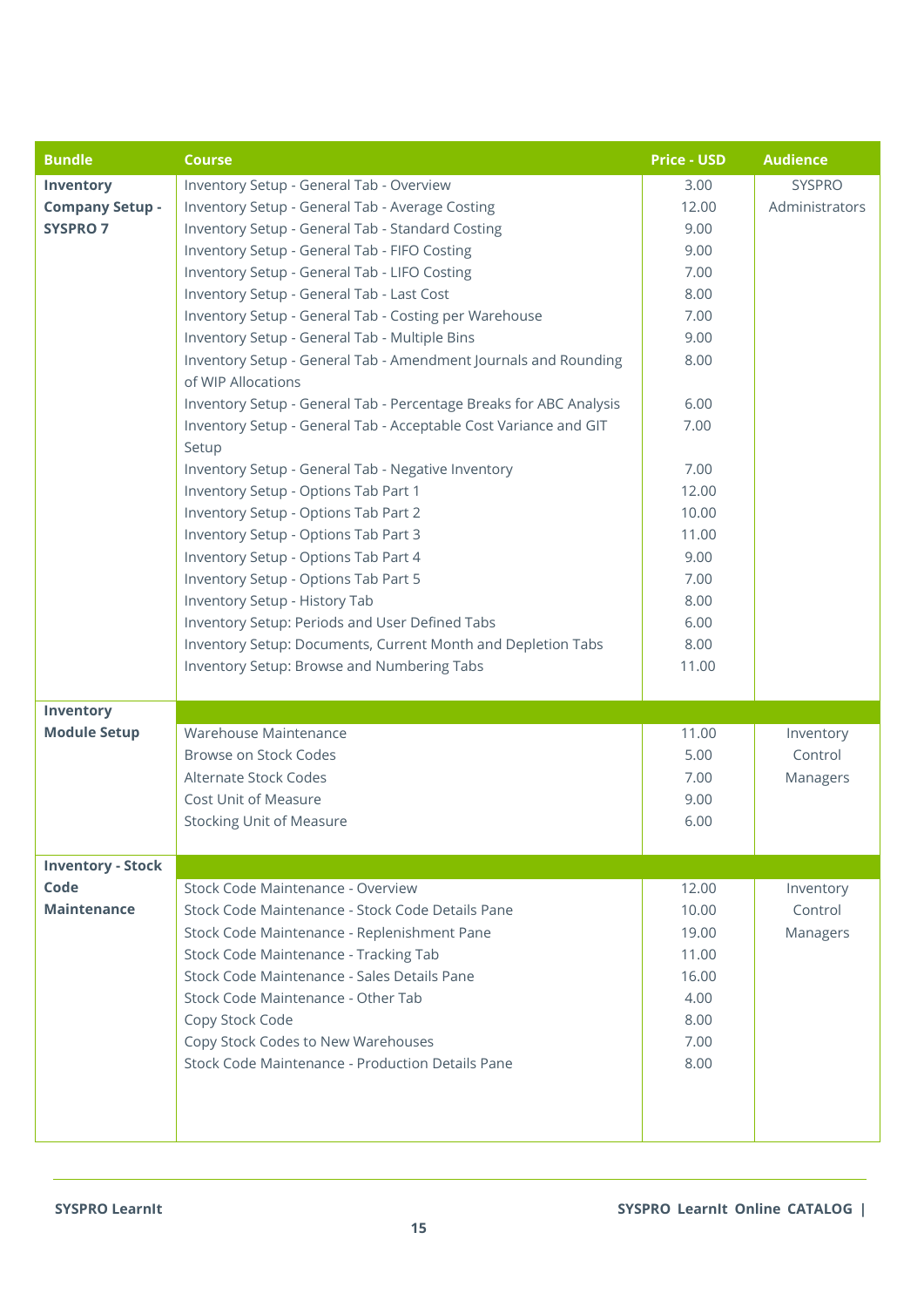| Bundle | Course | Price - USD | Audience |
|---|---|---|---|
| **Inventory Company Setup - SYSPRO 7** | Inventory Setup - General Tab - Overview | 3.00 | SYSPRO Administrators |
| | Inventory Setup - General Tab - Average Costing | 12.00 | |
| | Inventory Setup - General Tab - Standard Costing | 9.00 | |
| | Inventory Setup - General Tab - FIFO Costing | 9.00 | |
| | Inventory Setup - General Tab - LIFO Costing | 7.00 | |
| | Inventory Setup - General Tab - Last Cost | 8.00 | |
| | Inventory Setup - General Tab - Costing per Warehouse | 7.00 | |
| | Inventory Setup - General Tab - Multiple Bins | 9.00 | |
| | Inventory Setup - General Tab - Amendment Journals and Rounding of WIP Allocations | 8.00 | |
| | Inventory Setup - General Tab - Percentage Breaks for ABC Analysis | 6.00 | |
| | Inventory Setup - General Tab - Acceptable Cost Variance and GIT Setup | 7.00 | |
| | Inventory Setup - General Tab - Negative Inventory | 7.00 | |
| | Inventory Setup - Options Tab Part 1 | 12.00 | |
| | Inventory Setup - Options Tab Part 2 | 10.00 | |
| | Inventory Setup - Options Tab Part 3 | 11.00 | |
| | Inventory Setup - Options Tab Part 4 | 9.00 | |
| | Inventory Setup - Options Tab Part 5 | 7.00 | |
| | Inventory Setup - History Tab | 8.00 | |
| | Inventory Setup: Periods and User Defined Tabs | 6.00 | |
| | Inventory Setup: Documents, Current Month and Depletion Tabs | 8.00 | |
| | Inventory Setup: Browse and Numbering Tabs | 11.00 | |
| **Inventory Module Setup** | Warehouse Maintenance | 11.00 | Inventory Control Managers |
| | Browse on Stock Codes | 5.00 | |
| | Alternate Stock Codes | 7.00 | |
| | Cost Unit of Measure | 9.00 | |
| | Stocking Unit of Measure | 6.00 | |
| **Inventory - Stock Code Maintenance** | Stock Code Maintenance - Overview | 12.00 | Inventory Control Managers |
| | Stock Code Maintenance - Stock Code Details Pane | 10.00 | |
| | Stock Code Maintenance - Replenishment Pane | 19.00 | |
| | Stock Code Maintenance - Tracking Tab | 11.00 | |
| | Stock Code Maintenance - Sales Details Pane | 16.00 | |
| | Stock Code Maintenance - Other Tab | 4.00 | |
| | Copy Stock Code | 8.00 | |
| | Copy Stock Codes to New Warehouses | 7.00 | |
| | Stock Code Maintenance - Production Details Pane | 8.00 | |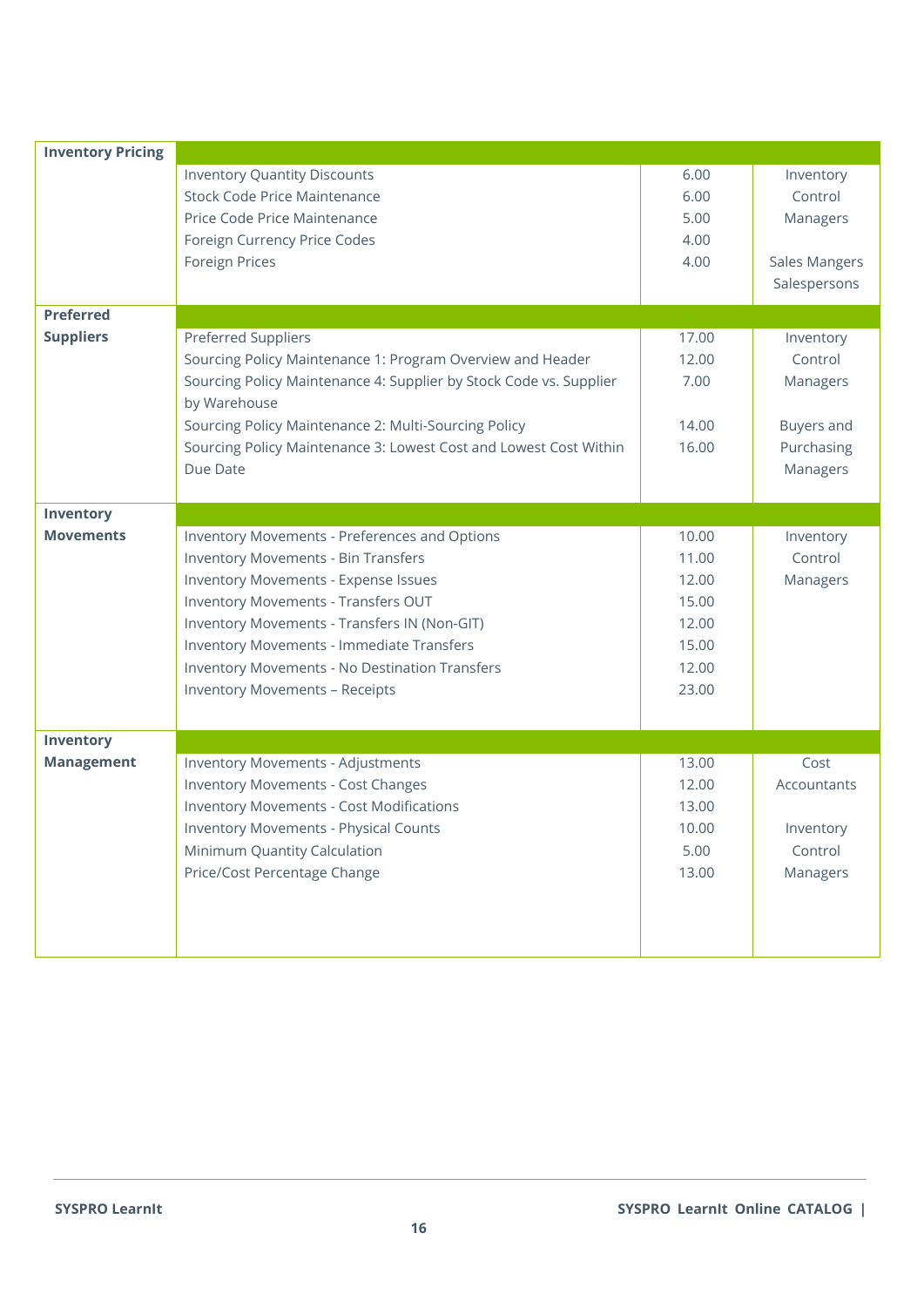| | | | |
|---|---|---|---|
| **Inventory Pricing** | | | |
| | Inventory Quantity Discounts | 6.00 | Inventory Control Managers |
| | Stock Code Price Maintenance | 6.00 | |
| | Price Code Price Maintenance | 5.00 | |
| | Foreign Currency Price Codes | 4.00 | |
| | Foreign Prices | 4.00 | Sales Mangers Salespersons |
| **Preferred Suppliers** | | | |
| | Preferred Suppliers | 17.00 | Inventory Control Managers |
| | Sourcing Policy Maintenance 1: Program Overview and Header | 12.00 | |
| | Sourcing Policy Maintenance 4: Supplier by Stock Code vs. Supplier by Warehouse | 7.00 | |
| | Sourcing Policy Maintenance 2: Multi-Sourcing Policy | 14.00 | Buyers and Purchasing Managers |
| | Sourcing Policy Maintenance 3: Lowest Cost and Lowest Cost Within Due Date | 16.00 | |
| **Inventory Movements** | | | |
| | Inventory Movements - Preferences and Options | 10.00 | Inventory Control Managers |
| | Inventory Movements - Bin Transfers | 11.00 | |
| | Inventory Movements - Expense Issues | 12.00 | |
| | Inventory Movements - Transfers OUT | 15.00 | |
| | Inventory Movements - Transfers IN (Non-GIT) | 12.00 | |
| | Inventory Movements - Immediate Transfers | 15.00 | |
| | Inventory Movements - No Destination Transfers | 12.00 | |
| | Inventory Movements – Receipts | 23.00 | |
| **Inventory Management** | | | |
| | Inventory Movements - Adjustments | 13.00 | Cost Accountants |
| | Inventory Movements - Cost Changes | 12.00 | |
| | Inventory Movements - Cost Modifications | 13.00 | |
| | Inventory Movements - Physical Counts | 10.00 | Inventory Control Managers |
| | Minimum Quantity Calculation | 5.00 | |
| | Price/Cost Percentage Change | 13.00 | |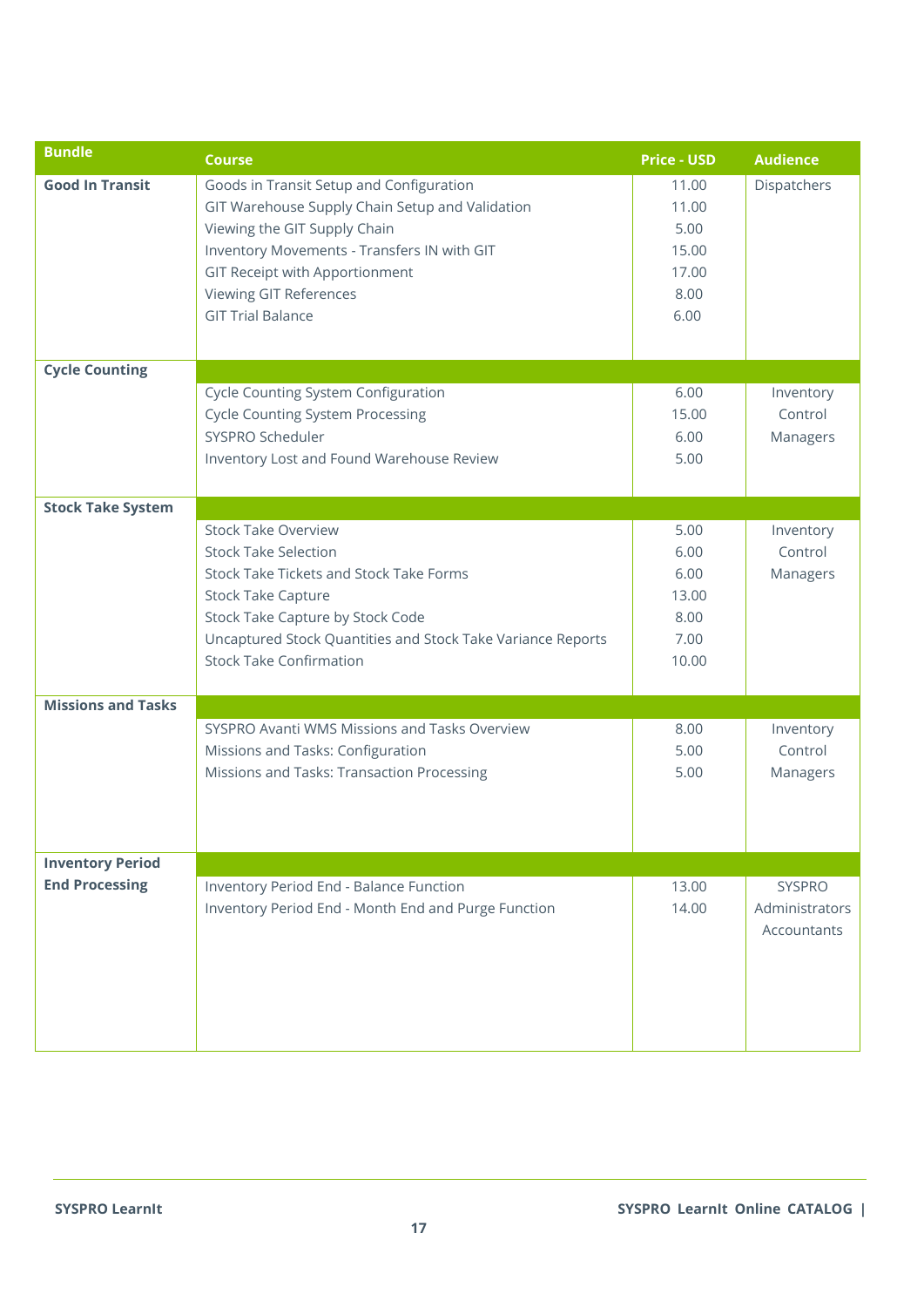| Bundle | Course | Price - USD | Audience |
|---|---|---|---|
| **Good In Transit** | Goods in Transit Setup and Configuration | 11.00 | Dispatchers |
| | GIT Warehouse Supply Chain Setup and Validation | 11.00 | |
| | Viewing the GIT Supply Chain | 5.00 | |
| | Inventory Movements - Transfers IN with GIT | 15.00 | |
| | GIT Receipt with Apportionment | 17.00 | |
| | Viewing GIT References | 8.00 | |
| | GIT Trial Balance | 6.00 | |
| **Cycle Counting** | | | |
| | Cycle Counting System Configuration | 6.00 | Inventory Control Managers |
| | Cycle Counting System Processing | 15.00 | |
| | SYSPRO Scheduler | 6.00 | |
| | Inventory Lost and Found Warehouse Review | 5.00 | |
| **Stock Take System** | | | |
| | Stock Take Overview | 5.00 | Inventory Control Managers |
| | Stock Take Selection | 6.00 | |
| | Stock Take Tickets and Stock Take Forms | 6.00 | |
| | Stock Take Capture | 13.00 | |
| | Stock Take Capture by Stock Code | 8.00 | |
| | Uncaptured Stock Quantities and Stock Take Variance Reports | 7.00 | |
| | Stock Take Confirmation | 10.00 | |
| **Missions and Tasks** | | | |
| | SYSPRO Avanti WMS Missions and Tasks Overview | 8.00 | Inventory Control Managers |
| | Missions and Tasks: Configuration | 5.00 | |
| | Missions and Tasks: Transaction Processing | 5.00 | |
| **Inventory Period End Processing** | | | |
| | Inventory Period End - Balance Function | 13.00 | SYSPRO Administrators Accountants |
| | Inventory Period End - Month End and Purge Function | 14.00 | |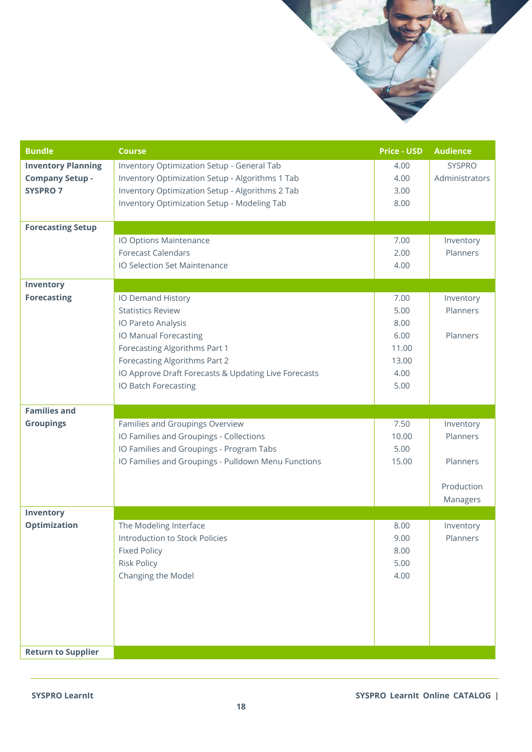| Bundle | Course | Price - USD | Audience |
|---|---|---|---|
| **Inventory Planning Company Setup - SYSPRO 7** | Inventory Optimization Setup - General Tab | 4.00 | SYSPRO Administrators |
| | Inventory Optimization Setup - Algorithms 1 Tab | 4.00 | |
| | Inventory Optimization Setup - Algorithms 2 Tab | 3.00 | |
| | Inventory Optimization Setup - Modeling Tab | 8.00 | |
| **Forecasting Setup** | | | |
| | IO Options Maintenance | 7.00 | Inventory Planners |
| | Forecast Calendars | 2.00 | |
| | IO Selection Set Maintenance | 4.00 | |
| **Inventory Forecasting** | | | |
| | IO Demand History | 7.00 | Inventory Planners |
| | Statistics Review | 5.00 | |
| | IO Pareto Analysis | 8.00 | |
| | IO Manual Forecasting | 6.00 | Planners |
| | Forecasting Algorithms Part 1 | 11.00 | |
| | Forecasting Algorithms Part 2 | 13.00 | |
| | IO Approve Draft Forecasts & Updating Live Forecasts | 4.00 | |
| | IO Batch Forecasting | 5.00 | |
| **Families and Groupings** | | | |
| | Families and Groupings Overview | 7.50 | Inventory Planners |
| | IO Families and Groupings - Collections | 10.00 | |
| | IO Families and Groupings - Program Tabs | 5.00 | |
| | IO Families and Groupings - Pulldown Menu Functions | 15.00 | Planners |
| | | | Production Managers |
| **Inventory Optimization** | | | |
| | The Modeling Interface | 8.00 | Inventory Planners |
| | Introduction to Stock Policies | 9.00 | |
| | Fixed Policy | 8.00 | |
| | Risk Policy | 5.00 | |
| | Changing the Model | 4.00 | |
| **Return to Supplier** | | | |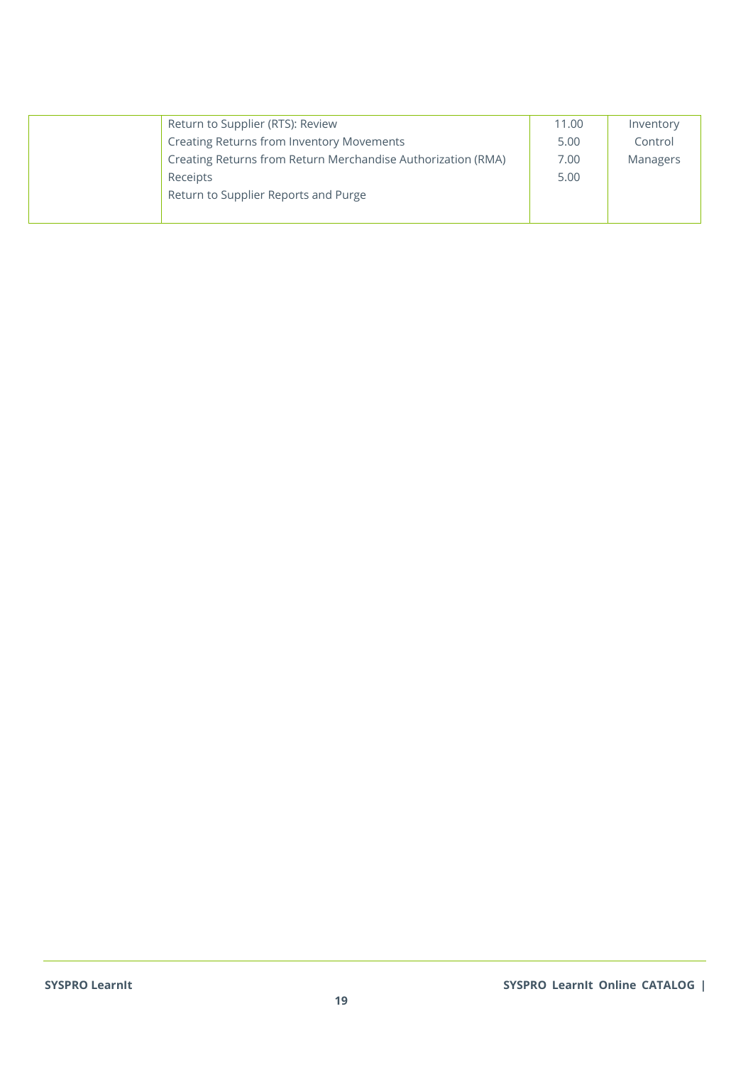| | | | |
|---|---|---|---|
| | Return to Supplier (RTS): Review<br>Creating Returns from Inventory Movements<br>Creating Returns from Return Merchandise Authorization (RMA) Receipts<br>Return to Supplier Reports and Purge | 11.00<br>5.00<br>7.00<br>5.00 | Inventory Control Managers |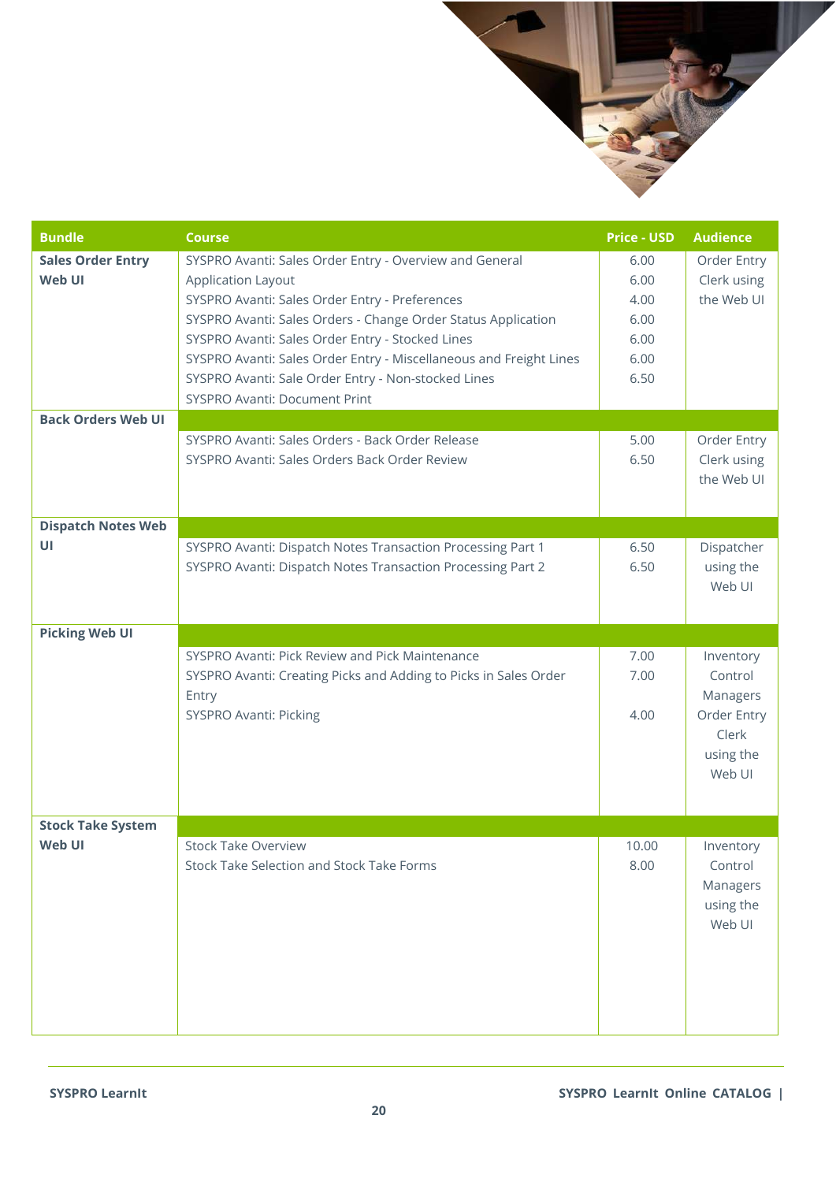| Bundle | Course | Price - USD | Audience |
|---|---|---|---|
| **Sales Order Entry Web UI** | SYSPRO Avanti: Sales Order Entry - Overview and General Application Layout<br>SYSPRO Avanti: Sales Order Entry - Preferences<br>SYSPRO Avanti: Sales Orders - Change Order Status Application<br>SYSPRO Avanti: Sales Order Entry - Stocked Lines<br>SYSPRO Avanti: Sales Order Entry - Miscellaneous and Freight Lines<br>SYSPRO Avanti: Sale Order Entry - Non-stocked Lines<br>SYSPRO Avanti: Document Print | 6.00<br>6.00<br>4.00<br>6.00<br>6.00<br>6.00<br>6.50 | Order Entry Clerk using the Web UI |
| **Back Orders Web UI** | SYSPRO Avanti: Sales Orders - Back Order Release<br>SYSPRO Avanti: Sales Orders Back Order Review | 5.00<br>6.50 | Order Entry Clerk using the Web UI |
| **Dispatch Notes Web UI** | SYSPRO Avanti: Dispatch Notes Transaction Processing Part 1<br>SYSPRO Avanti: Dispatch Notes Transaction Processing Part 2 | 6.50<br>6.50 | Dispatcher using the Web UI |
| **Picking Web UI** | SYSPRO Avanti: Pick Review and Pick Maintenance<br>SYSPRO Avanti: Creating Picks and Adding to Picks in Sales Order Entry<br>SYSPRO Avanti: Picking | 7.00<br>7.00<br>4.00 | Inventory Control Managers Order Entry Clerk using the Web UI |
| **Stock Take System Web UI** | Stock Take Overview<br>Stock Take Selection and Stock Take Forms | 10.00<br>8.00 | Inventory Control Managers using the Web UI |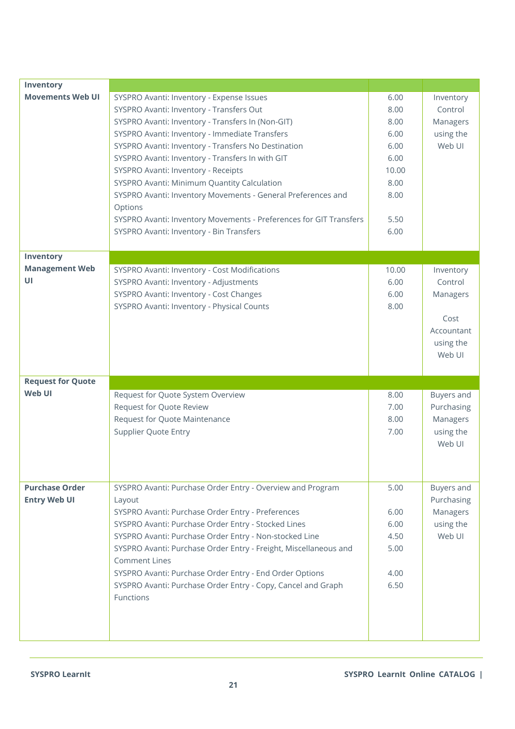| | | | |
|---|---|---|---|
| **Inventory Movements Web UI** | | | |
| | SYSPRO Avanti: Inventory - Expense Issues | 6.00 | Inventory Control Managers using the Web UI |
| | SYSPRO Avanti: Inventory - Transfers Out | 8.00 | |
| | SYSPRO Avanti: Inventory - Transfers In (Non-GIT) | 8.00 | |
| | SYSPRO Avanti: Inventory - Immediate Transfers | 6.00 | |
| | SYSPRO Avanti: Inventory - Transfers No Destination | 6.00 | |
| | SYSPRO Avanti: Inventory - Transfers In with GIT | 6.00 | |
| | SYSPRO Avanti: Inventory - Receipts | 10.00 | |
| | SYSPRO Avanti: Minimum Quantity Calculation | 8.00 | |
| | SYSPRO Avanti: Inventory Movements - General Preferences and Options | 8.00 | |
| | SYSPRO Avanti: Inventory Movements - Preferences for GIT Transfers | 5.50 | |
| | SYSPRO Avanti: Inventory - Bin Transfers | 6.00 | |
| **Inventory Management Web UI** | | | |
| | SYSPRO Avanti: Inventory - Cost Modifications | 10.00 | Inventory Control Managers<br><br>Cost Accountant using the Web UI |
| | SYSPRO Avanti: Inventory - Adjustments | 6.00 | |
| | SYSPRO Avanti: Inventory - Cost Changes | 6.00 | |
| | SYSPRO Avanti: Inventory - Physical Counts | 8.00 | |
| **Request for Quote Web UI** | | | |
| | Request for Quote System Overview | 8.00 | Buyers and Purchasing Managers using the Web UI |
| | Request for Quote Review | 7.00 | |
| | Request for Quote Maintenance | 8.00 | |
| | Supplier Quote Entry | 7.00 | |
| **Purchase Order Entry Web UI** | SYSPRO Avanti: Purchase Order Entry - Overview and Program Layout | 5.00 | Buyers and Purchasing Managers using the Web UI |
| | SYSPRO Avanti: Purchase Order Entry - Preferences | 6.00 | |
| | SYSPRO Avanti: Purchase Order Entry - Stocked Lines | 6.00 | |
| | SYSPRO Avanti: Purchase Order Entry - Non-stocked Line | 4.50 | |
| | SYSPRO Avanti: Purchase Order Entry - Freight, Miscellaneous and Comment Lines | 5.00 | |
| | SYSPRO Avanti: Purchase Order Entry - End Order Options | 4.00 | |
| | SYSPRO Avanti: Purchase Order Entry - Copy, Cancel and Graph Functions | 6.50 | |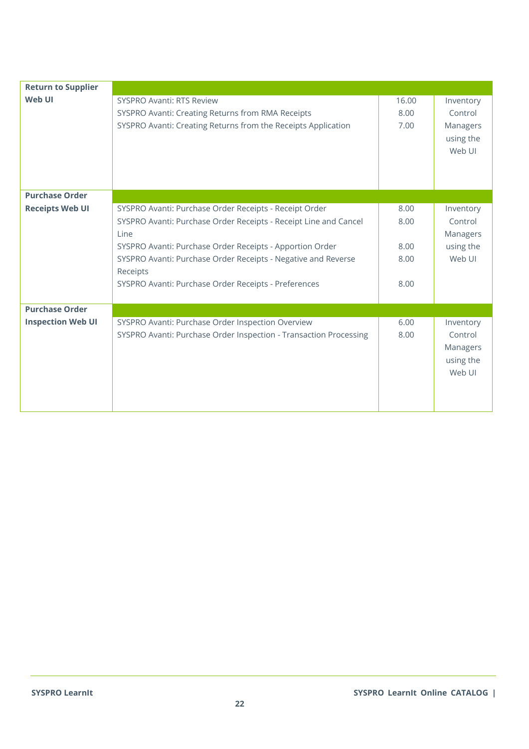| Return to Supplier Web UI | | | |
|---|---|---|---|
| | SYSPRO Avanti: RTS Review | 16.00 | Inventory Control Managers using the Web UI |
| | SYSPRO Avanti: Creating Returns from RMA Receipts | 8.00 | |
| | SYSPRO Avanti: Creating Returns from the Receipts Application | 7.00 | |
| **Purchase Order Receipts Web UI** | | | |
| | SYSPRO Avanti: Purchase Order Receipts - Receipt Order | 8.00 | Inventory Control Managers using the Web UI |
| | SYSPRO Avanti: Purchase Order Receipts - Receipt Line and Cancel Line | 8.00 | |
| | SYSPRO Avanti: Purchase Order Receipts - Apportion Order | 8.00 | |
| | SYSPRO Avanti: Purchase Order Receipts - Negative and Reverse Receipts | 8.00 | |
| | SYSPRO Avanti: Purchase Order Receipts - Preferences | 8.00 | |
| **Purchase Order Inspection Web UI** | | | |
| | SYSPRO Avanti: Purchase Order Inspection Overview | 6.00 | Inventory Control Managers using the Web UI |
| | SYSPRO Avanti: Purchase Order Inspection - Transaction Processing | 8.00 | |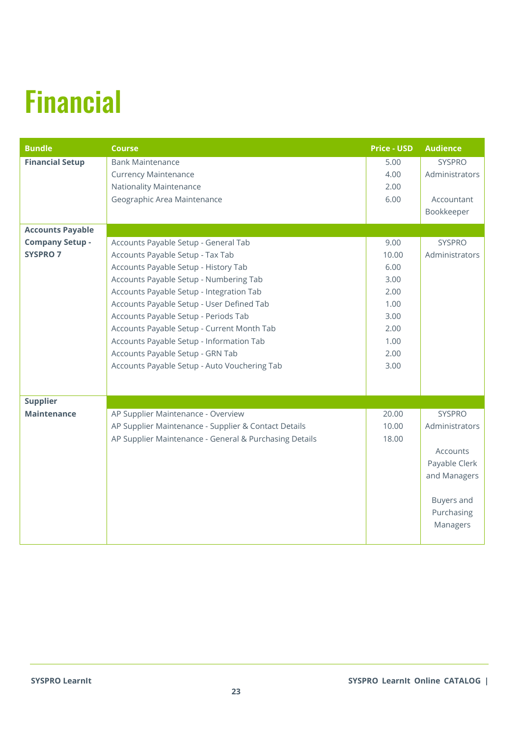# Financial

| Bundle | Course | Price - USD | Audience |
|---|---|---|---|
| **Financial Setup** | Bank Maintenance | 5.00 | SYSPRO Administrators<br><br>Accountant Bookkeeper |
| | Currency Maintenance | 4.00 | |
| | Nationality Maintenance | 2.00 | |
| | Geographic Area Maintenance | 6.00 | |
| **Accounts Payable Company Setup - SYSPRO 7** | | | |
| | Accounts Payable Setup - General Tab | 9.00 | SYSPRO Administrators |
| | Accounts Payable Setup - Tax Tab | 10.00 | |
| | Accounts Payable Setup - History Tab | 6.00 | |
| | Accounts Payable Setup - Numbering Tab | 3.00 | |
| | Accounts Payable Setup - Integration Tab | 2.00 | |
| | Accounts Payable Setup - User Defined Tab | 1.00 | |
| | Accounts Payable Setup - Periods Tab | 3.00 | |
| | Accounts Payable Setup - Current Month Tab | 2.00 | |
| | Accounts Payable Setup - Information Tab | 1.00 | |
| | Accounts Payable Setup - GRN Tab | 2.00 | |
| | Accounts Payable Setup - Auto Vouchering Tab | 3.00 | |
| **Supplier Maintenance** | | | |
| | AP Supplier Maintenance - Overview | 20.00 | SYSPRO Administrators<br><br>Accounts Payable Clerk and Managers<br><br>Buyers and Purchasing Managers |
| | AP Supplier Maintenance - Supplier & Contact Details | 10.00 | |
| | AP Supplier Maintenance - General & Purchasing Details | 18.00 | |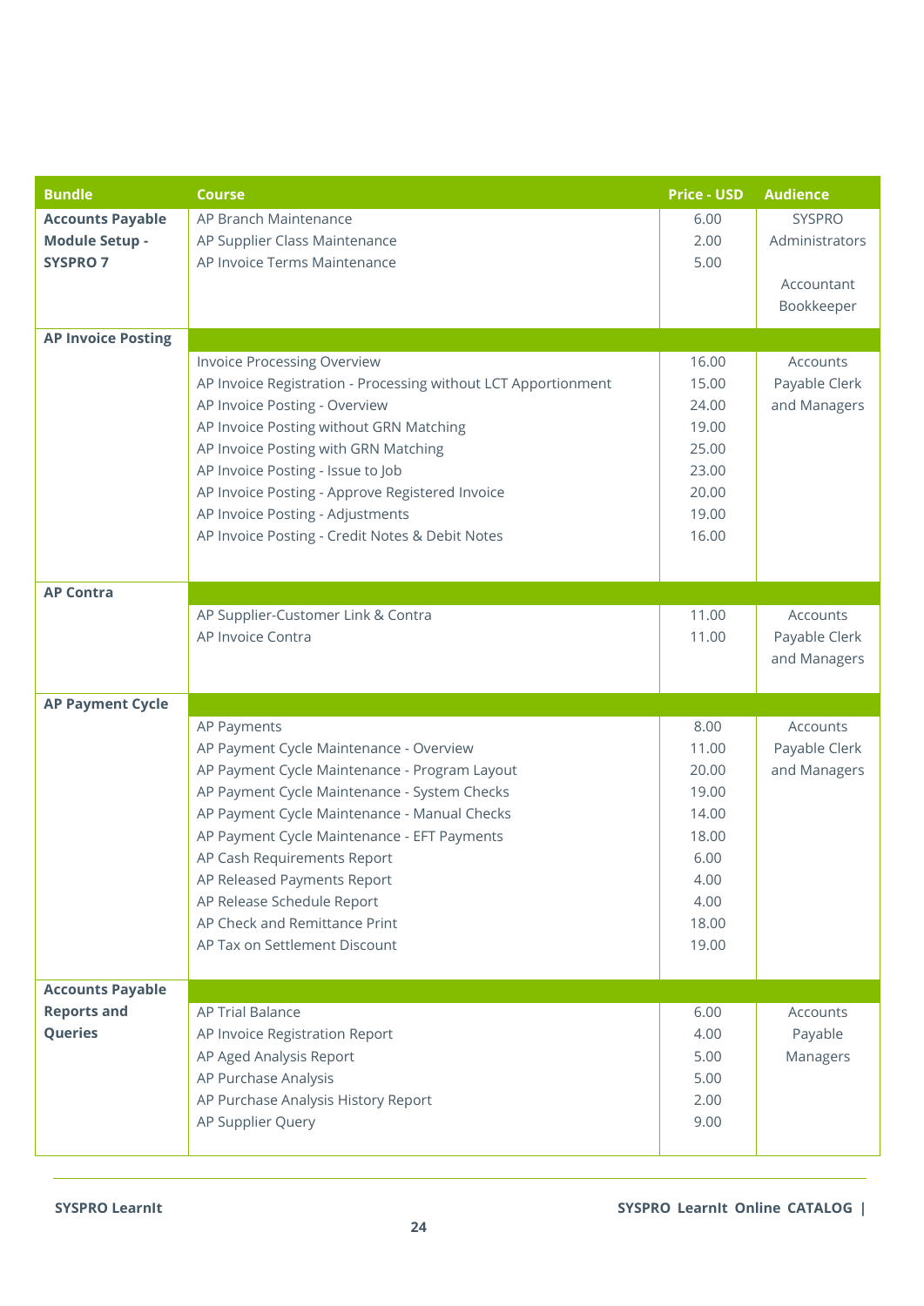| Bundle | Course | Price - USD | Audience |
|---|---|---|---|
| **Accounts Payable Module Setup - SYSPRO 7** | AP Branch Maintenance | 6.00 | SYSPRO Administrators |
| | AP Supplier Class Maintenance | 2.00 | |
| | AP Invoice Terms Maintenance | 5.00 | Accountant Bookkeeper |
| **AP Invoice Posting** | | | |
| | Invoice Processing Overview | 16.00 | Accounts Payable Clerk and Managers |
| | AP Invoice Registration - Processing without LCT Apportionment | 15.00 | |
| | AP Invoice Posting - Overview | 24.00 | |
| | AP Invoice Posting without GRN Matching | 19.00 | |
| | AP Invoice Posting with GRN Matching | 25.00 | |
| | AP Invoice Posting - Issue to Job | 23.00 | |
| | AP Invoice Posting - Approve Registered Invoice | 20.00 | |
| | AP Invoice Posting - Adjustments | 19.00 | |
| | AP Invoice Posting - Credit Notes & Debit Notes | 16.00 | |
| **AP Contra** | | | |
| | AP Supplier-Customer Link & Contra | 11.00 | Accounts Payable Clerk and Managers |
| | AP Invoice Contra | 11.00 | |
| **AP Payment Cycle** | | | |
| | AP Payments | 8.00 | Accounts Payable Clerk and Managers |
| | AP Payment Cycle Maintenance - Overview | 11.00 | |
| | AP Payment Cycle Maintenance - Program Layout | 20.00 | |
| | AP Payment Cycle Maintenance - System Checks | 19.00 | |
| | AP Payment Cycle Maintenance - Manual Checks | 14.00 | |
| | AP Payment Cycle Maintenance - EFT Payments | 18.00 | |
| | AP Cash Requirements Report | 6.00 | |
| | AP Released Payments Report | 4.00 | |
| | AP Release Schedule Report | 4.00 | |
| | AP Check and Remittance Print | 18.00 | |
| | AP Tax on Settlement Discount | 19.00 | |
| **Accounts Payable Reports and Queries** | | | |
| | AP Trial Balance | 6.00 | Accounts Payable Managers |
| | AP Invoice Registration Report | 4.00 | |
| | AP Aged Analysis Report | 5.00 | |
| | AP Purchase Analysis | 5.00 | |
| | AP Purchase Analysis History Report | 2.00 | |
| | AP Supplier Query | 9.00 | |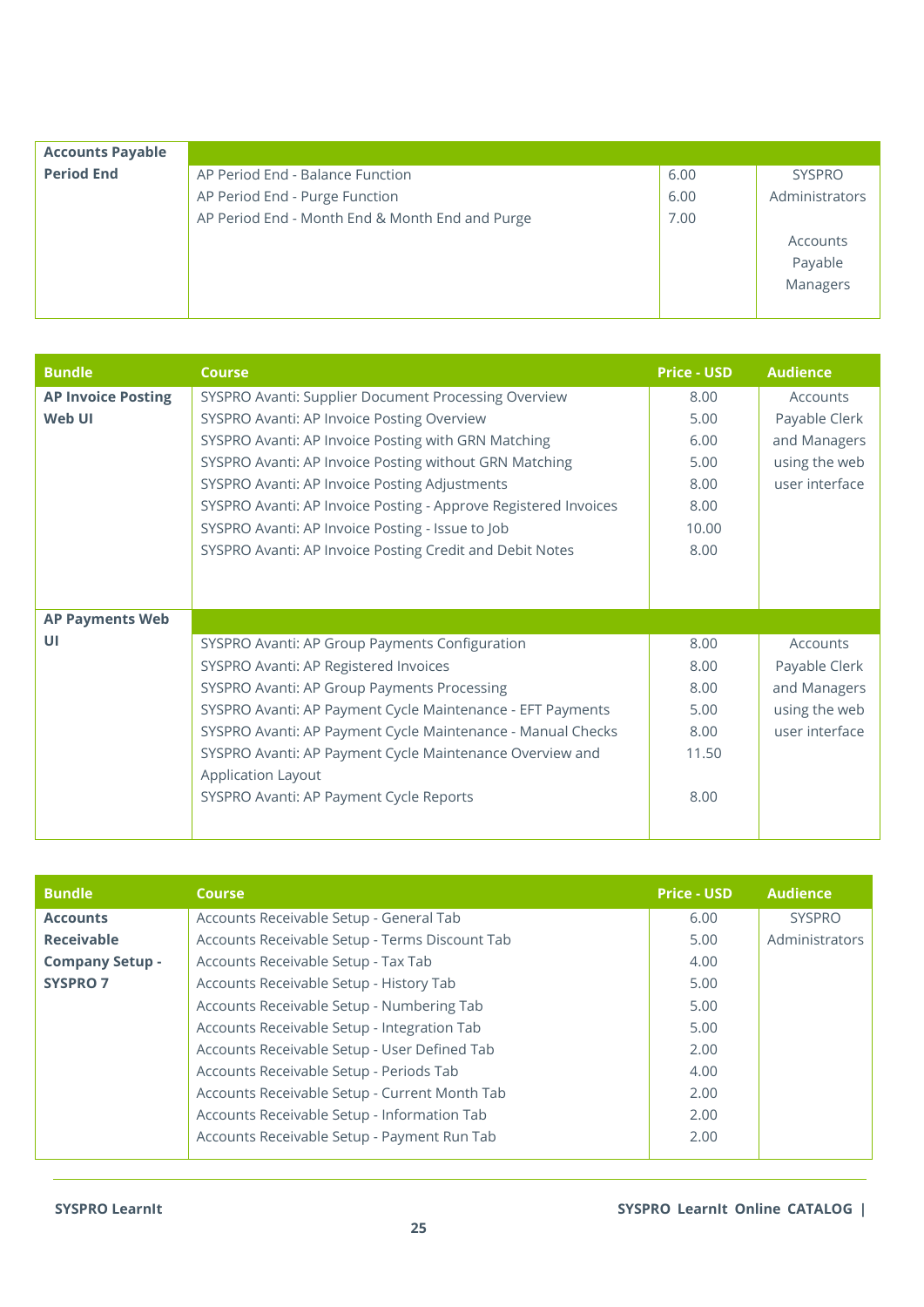| Bundle | Course | Price - USD | Audience |
|---|---|---|---|
| **Accounts Payable Period End** | AP Period End - Balance Function | 6.00 | SYSPRO Administrators |
| | AP Period End - Purge Function | 6.00 | |
| | AP Period End - Month End & Month End and Purge | 7.00 | Accounts Payable Managers |

| Bundle | Course | Price - USD | Audience |
|---|---|---|---|
| **AP Invoice Posting Web UI** | SYSPRO Avanti: Supplier Document Processing Overview | 8.00 | Accounts Payable Clerk and Managers using the web user interface |
| | SYSPRO Avanti: AP Invoice Posting Overview | 5.00 | |
| | SYSPRO Avanti: AP Invoice Posting with GRN Matching | 6.00 | |
| | SYSPRO Avanti: AP Invoice Posting without GRN Matching | 5.00 | |
| | SYSPRO Avanti: AP Invoice Posting Adjustments | 8.00 | |
| | SYSPRO Avanti: AP Invoice Posting - Approve Registered Invoices | 8.00 | |
| | SYSPRO Avanti: AP Invoice Posting - Issue to Job | 10.00 | |
| | SYSPRO Avanti: AP Invoice Posting Credit and Debit Notes | 8.00 | |
| **AP Payments Web UI** | SYSPRO Avanti: AP Group Payments Configuration | 8.00 | Accounts Payable Clerk and Managers using the web user interface |
| | SYSPRO Avanti: AP Registered Invoices | 8.00 | |
| | SYSPRO Avanti: AP Group Payments Processing | 8.00 | |
| | SYSPRO Avanti: AP Payment Cycle Maintenance - EFT Payments | 5.00 | |
| | SYSPRO Avanti: AP Payment Cycle Maintenance - Manual Checks | 8.00 | |
| | SYSPRO Avanti: AP Payment Cycle Maintenance Overview and Application Layout | 11.50 | |
| | SYSPRO Avanti: AP Payment Cycle Reports | 8.00 | |

| Bundle | Course | Price - USD | Audience |
|---|---|---|---|
| **Accounts Receivable Company Setup - SYSPRO 7** | Accounts Receivable Setup - General Tab | 6.00 | SYSPRO Administrators |
| | Accounts Receivable Setup - Terms Discount Tab | 5.00 | |
| | Accounts Receivable Setup - Tax Tab | 4.00 | |
| | Accounts Receivable Setup - History Tab | 5.00 | |
| | Accounts Receivable Setup - Numbering Tab | 5.00 | |
| | Accounts Receivable Setup - Integration Tab | 5.00 | |
| | Accounts Receivable Setup - User Defined Tab | 2.00 | |
| | Accounts Receivable Setup - Periods Tab | 4.00 | |
| | Accounts Receivable Setup - Current Month Tab | 2.00 | |
| | Accounts Receivable Setup - Information Tab | 2.00 | |
| | Accounts Receivable Setup - Payment Run Tab | 2.00 | |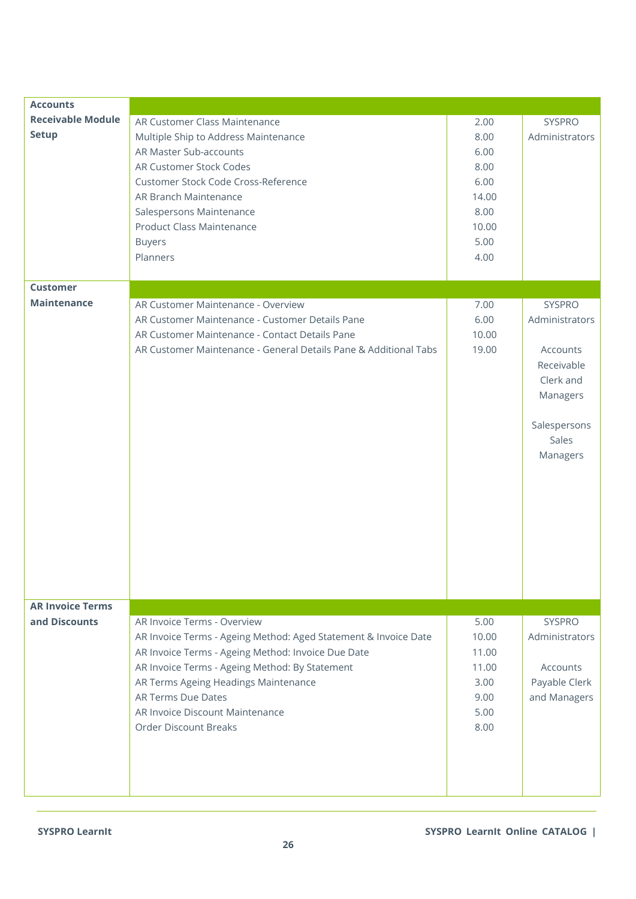| | | | |
|---|---|---|---|
| **Accounts Receivable Module Setup** | AR Customer Class Maintenance | 2.00 | SYSPRO Administrators |
| | Multiple Ship to Address Maintenance | 8.00 | |
| | AR Master Sub-accounts | 6.00 | |
| | AR Customer Stock Codes | 8.00 | |
| | Customer Stock Code Cross-Reference | 6.00 | |
| | AR Branch Maintenance | 14.00 | |
| | Salespersons Maintenance | 8.00 | |
| | Product Class Maintenance | 10.00 | |
| | Buyers | 5.00 | |
| | Planners | 4.00 | |
| **Customer Maintenance** | AR Customer Maintenance - Overview | 7.00 | SYSPRO Administrators<br><br>Accounts Receivable Clerk and Managers<br><br>Salespersons Sales Managers |
| | AR Customer Maintenance - Customer Details Pane | 6.00 | |
| | AR Customer Maintenance - Contact Details Pane | 10.00 | |
| | AR Customer Maintenance - General Details Pane & Additional Tabs | 19.00 | |
| **AR Invoice Terms and Discounts** | AR Invoice Terms - Overview | 5.00 | SYSPRO Administrators<br><br>Accounts Payable Clerk and Managers |
| | AR Invoice Terms - Ageing Method: Aged Statement & Invoice Date | 10.00 | |
| | AR Invoice Terms - Ageing Method: Invoice Due Date | 11.00 | |
| | AR Invoice Terms - Ageing Method: By Statement | 11.00 | |
| | AR Terms Ageing Headings Maintenance | 3.00 | |
| | AR Terms Due Dates | 9.00 | |
| | AR Invoice Discount Maintenance | 5.00 | |
| | Order Discount Breaks | 8.00 | |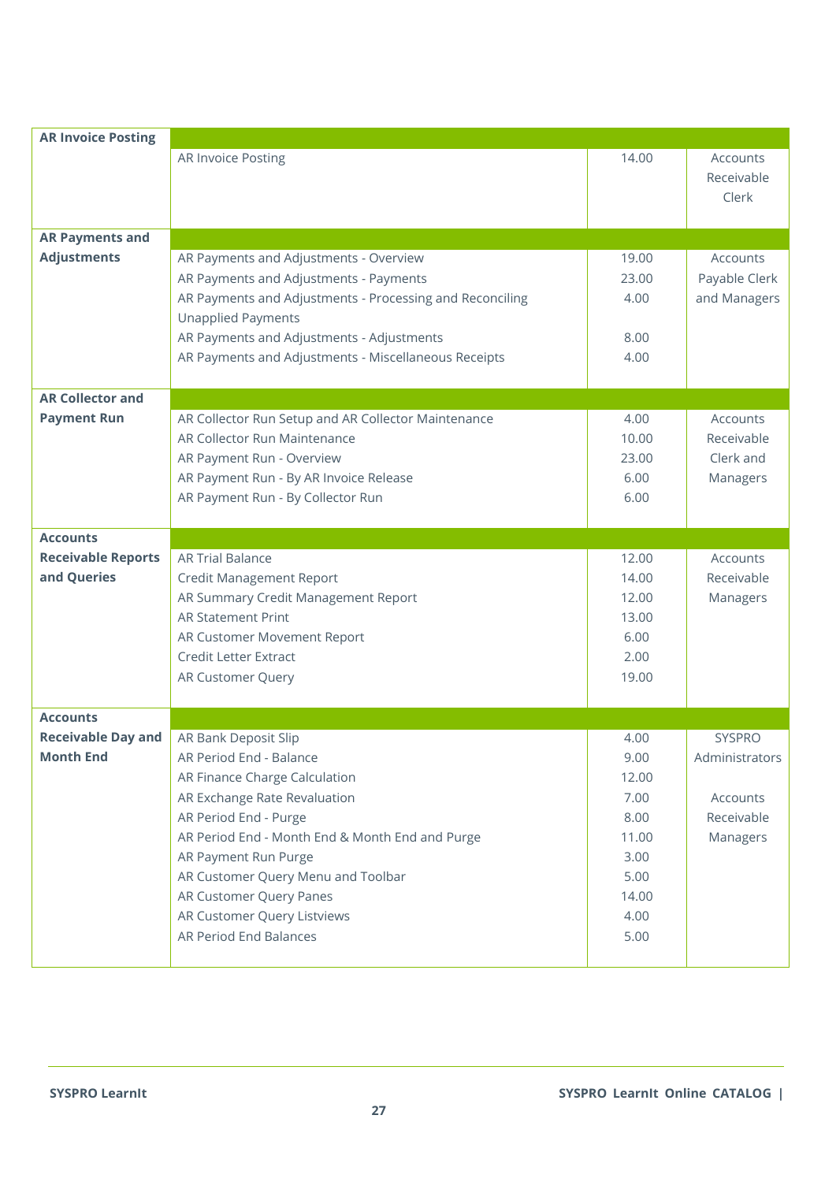| | | | |
|---|---|---|---|
| **AR Invoice Posting** | | | |
| | AR Invoice Posting | 14.00 | Accounts Receivable Clerk |
| **AR Payments and Adjustments** | | | |
| | AR Payments and Adjustments - Overview | 19.00 | Accounts Payable Clerk and Managers |
| | AR Payments and Adjustments - Payments | 23.00 | |
| | AR Payments and Adjustments - Processing and Reconciling Unapplied Payments | 4.00 | |
| | AR Payments and Adjustments - Adjustments | 8.00 | |
| | AR Payments and Adjustments - Miscellaneous Receipts | 4.00 | |
| **AR Collector and Payment Run** | | | |
| | AR Collector Run Setup and AR Collector Maintenance | 4.00 | Accounts Receivable Clerk and Managers |
| | AR Collector Run Maintenance | 10.00 | |
| | AR Payment Run - Overview | 23.00 | |
| | AR Payment Run - By AR Invoice Release | 6.00 | |
| | AR Payment Run - By Collector Run | 6.00 | |
| **Accounts Receivable Reports and Queries** | | | |
| | AR Trial Balance | 12.00 | Accounts Receivable Managers |
| | Credit Management Report | 14.00 | |
| | AR Summary Credit Management Report | 12.00 | |
| | AR Statement Print | 13.00 | |
| | AR Customer Movement Report | 6.00 | |
| | Credit Letter Extract | 2.00 | |
| | AR Customer Query | 19.00 | |
| **Accounts Receivable Day and Month End** | | | |
| | AR Bank Deposit Slip | 4.00 | SYSPRO Administrators<br><br>Accounts Receivable Managers |
| | AR Period End - Balance | 9.00 | |
| | AR Finance Charge Calculation | 12.00 | |
| | AR Exchange Rate Revaluation | 7.00 | |
| | AR Period End - Purge | 8.00 | |
| | AR Period End - Month End & Month End and Purge | 11.00 | |
| | AR Payment Run Purge | 3.00 | |
| | AR Customer Query Menu and Toolbar | 5.00 | |
| | AR Customer Query Panes | 14.00 | |
| | AR Customer Query Listviews | 4.00 | |
| | AR Period End Balances | 5.00 | |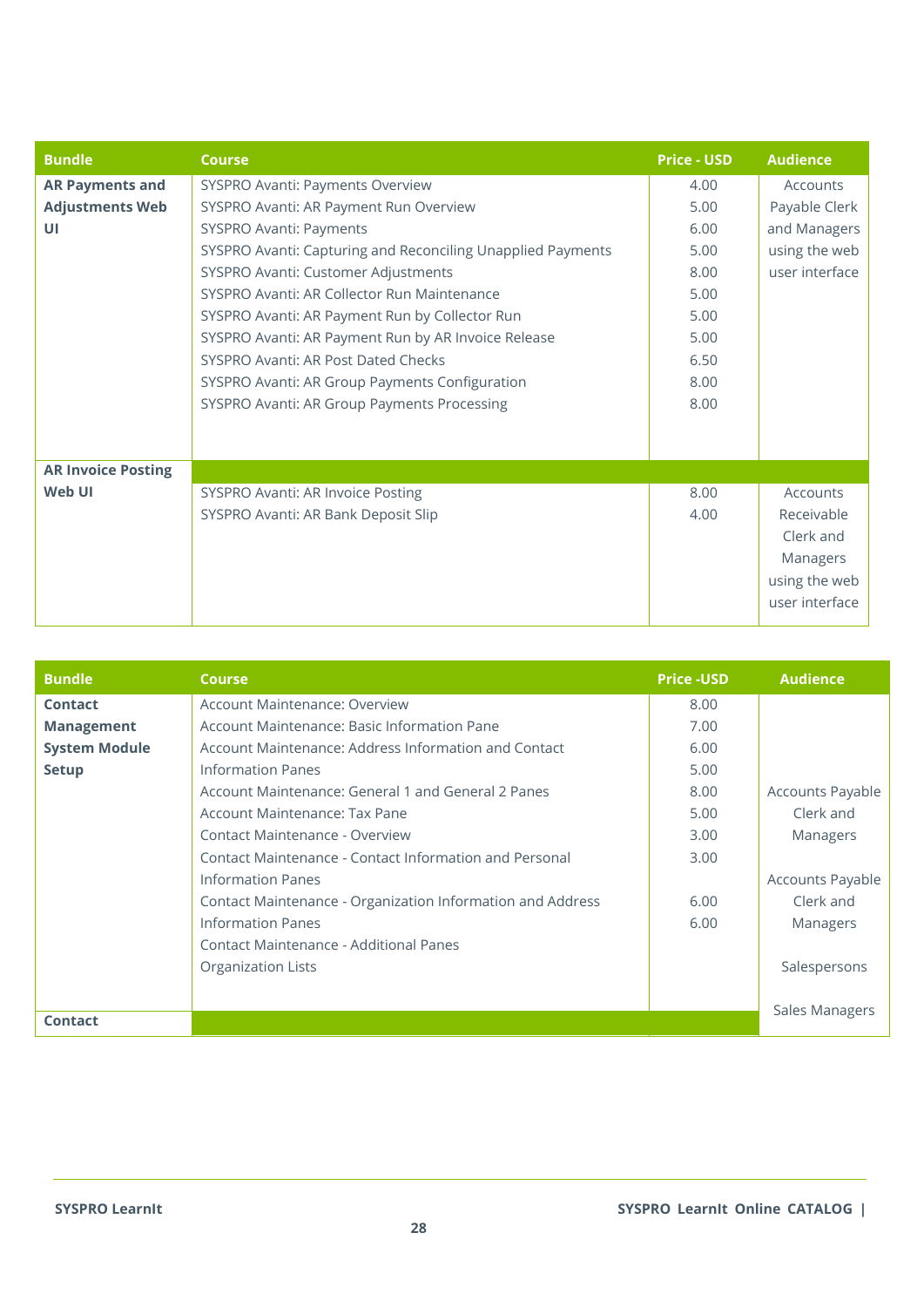| Bundle | Course | Price - USD | Audience |
|---|---|---|---|
| **AR Payments and Adjustments Web UI** | SYSPRO Avanti: Payments Overview | 4.00 | Accounts Payable Clerk and Managers using the web user interface |
| | SYSPRO Avanti: AR Payment Run Overview | 5.00 | |
| | SYSPRO Avanti: Payments | 6.00 | |
| | SYSPRO Avanti: Capturing and Reconciling Unapplied Payments | 5.00 | |
| | SYSPRO Avanti: Customer Adjustments | 8.00 | |
| | SYSPRO Avanti: AR Collector Run Maintenance | 5.00 | |
| | SYSPRO Avanti: AR Payment Run by Collector Run | 5.00 | |
| | SYSPRO Avanti: AR Payment Run by AR Invoice Release | 5.00 | |
| | SYSPRO Avanti: AR Post Dated Checks | 6.50 | |
| | SYSPRO Avanti: AR Group Payments Configuration | 8.00 | |
| | SYSPRO Avanti: AR Group Payments Processing | 8.00 | |
| **AR Invoice Posting Web UI** | | | |
| | SYSPRO Avanti: AR Invoice Posting | 8.00 | Accounts Receivable Clerk and Managers using the web user interface |
| | SYSPRO Avanti: AR Bank Deposit Slip | 4.00 | |

| Bundle | Course | Price -USD | Audience |
|---|---|---|---|
| **Contact Management System Module Setup** | Account Maintenance: Overview | 8.00 | |
| | Account Maintenance: Basic Information Pane | 7.00 | |
| | Account Maintenance: Address Information and Contact Information Panes | 6.00 | |
| | | 5.00 | |
| | Account Maintenance: General 1 and General 2 Panes | 8.00 | Accounts Payable Clerk and Managers |
| | Account Maintenance: Tax Pane | 5.00 | |
| | Contact Maintenance - Overview | 3.00 | |
| | Contact Maintenance - Contact Information and Personal Information Panes | 3.00 | Accounts Payable Clerk and Managers |
| | Contact Maintenance - Organization Information and Address Information Panes | 6.00 | |
| | | 6.00 | |
| | Contact Maintenance - Additional Panes | | |
| | Organization Lists | | Salespersons |
| | | | Sales Managers |
| **Contact** | | | |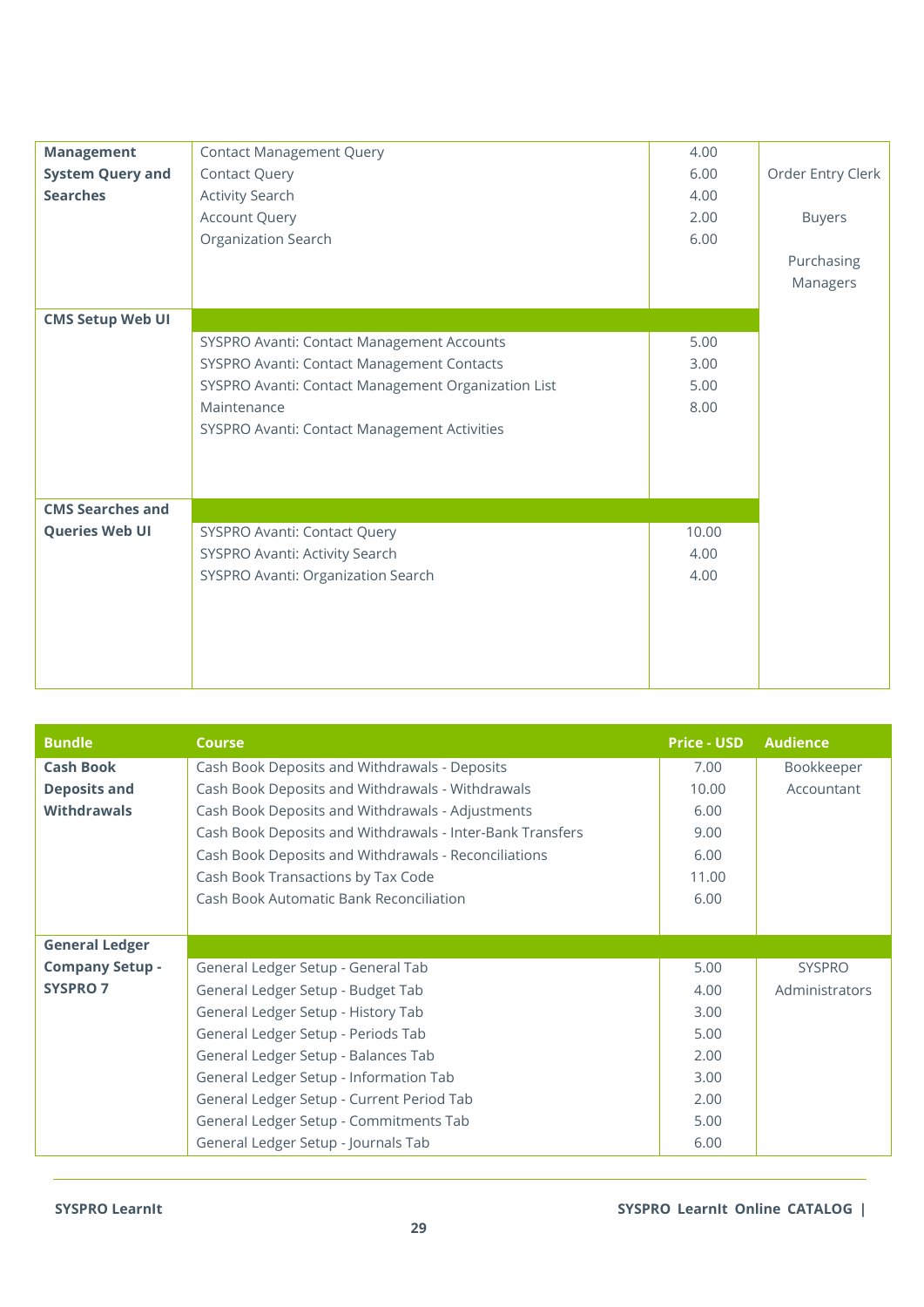| Bundle | Course | Price - USD | Audience |
|---|---|---|---|
| **Management System Query and Searches** | Contact Management Query | 4.00 | Order Entry Clerk |
| | Contact Query | 6.00 | Buyers |
| | Activity Search | 4.00 | Purchasing Managers |
| | Account Query | 2.00 | |
| | Organization Search | 6.00 | |
| **CMS Setup Web UI** | SYSPRO Avanti: Contact Management Accounts | 5.00 | |
| | SYSPRO Avanti: Contact Management Contacts | 3.00 | |
| | SYSPRO Avanti: Contact Management Organization List Maintenance | 5.00 | |
| | SYSPRO Avanti: Contact Management Activities | 8.00 | |
| **CMS Searches and Queries Web UI** | SYSPRO Avanti: Contact Query | 10.00 | |
| | SYSPRO Avanti: Activity Search | 4.00 | |
| | SYSPRO Avanti: Organization Search | 4.00 | |

| Bundle | Course | Price - USD | Audience |
|---|---|---|---|
| **Cash Book Deposits and Withdrawals** | Cash Book Deposits and Withdrawals - Deposits | 7.00 | Bookkeeper Accountant |
| | Cash Book Deposits and Withdrawals - Withdrawals | 10.00 | |
| | Cash Book Deposits and Withdrawals - Adjustments | 6.00 | |
| | Cash Book Deposits and Withdrawals - Inter-Bank Transfers | 9.00 | |
| | Cash Book Deposits and Withdrawals - Reconciliations | 6.00 | |
| | Cash Book Transactions by Tax Code | 11.00 | |
| | Cash Book Automatic Bank Reconciliation | 6.00 | |
| **General Ledger Company Setup - SYSPRO 7** | General Ledger Setup - General Tab | 5.00 | SYSPRO Administrators |
| | General Ledger Setup - Budget Tab | 4.00 | |
| | General Ledger Setup - History Tab | 3.00 | |
| | General Ledger Setup - Periods Tab | 5.00 | |
| | General Ledger Setup - Balances Tab | 2.00 | |
| | General Ledger Setup - Information Tab | 3.00 | |
| | General Ledger Setup - Current Period Tab | 2.00 | |
| | General Ledger Setup - Commitments Tab | 5.00 | |
| | General Ledger Setup - Journals Tab | 6.00 | |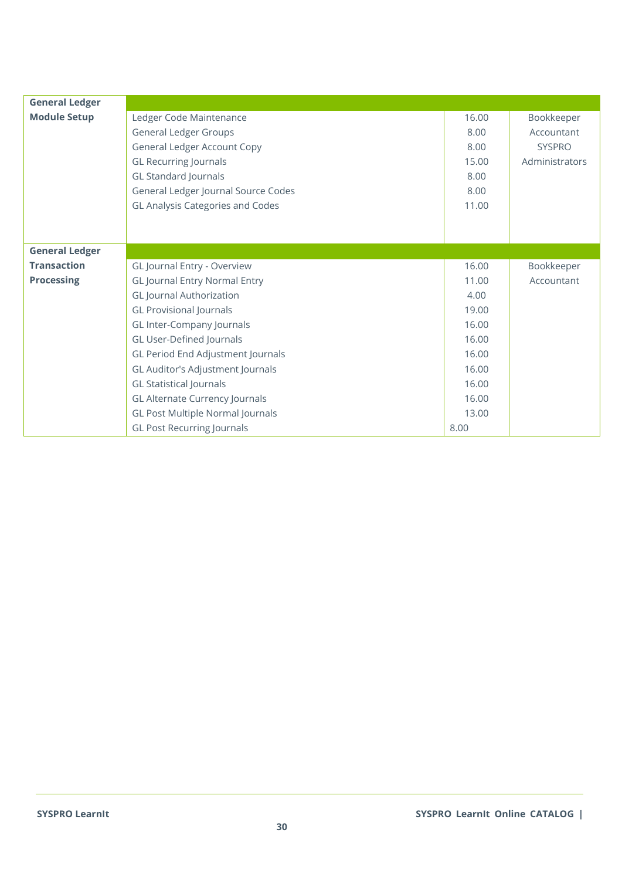| General Ledger Module Setup | | | |
|---|---|---|---|
| | Ledger Code Maintenance | 16.00 | Bookkeeper Accountant SYSPRO Administrators |
| | General Ledger Groups | 8.00 | |
| | General Ledger Account Copy | 8.00 | |
| | GL Recurring Journals | 15.00 | |
| | GL Standard Journals | 8.00 | |
| | General Ledger Journal Source Codes | 8.00 | |
| | GL Analysis Categories and Codes | 11.00 | |
| **General Ledger Transaction Processing** | | | |
| | GL Journal Entry - Overview | 16.00 | Bookkeeper Accountant |
| | GL Journal Entry Normal Entry | 11.00 | |
| | GL Journal Authorization | 4.00 | |
| | GL Provisional Journals | 19.00 | |
| | GL Inter-Company Journals | 16.00 | |
| | GL User-Defined Journals | 16.00 | |
| | GL Period End Adjustment Journals | 16.00 | |
| | GL Auditor's Adjustment Journals | 16.00 | |
| | GL Statistical Journals | 16.00 | |
| | GL Alternate Currency Journals | 16.00 | |
| | GL Post Multiple Normal Journals | 13.00 | |
| | GL Post Recurring Journals | 8.00 | |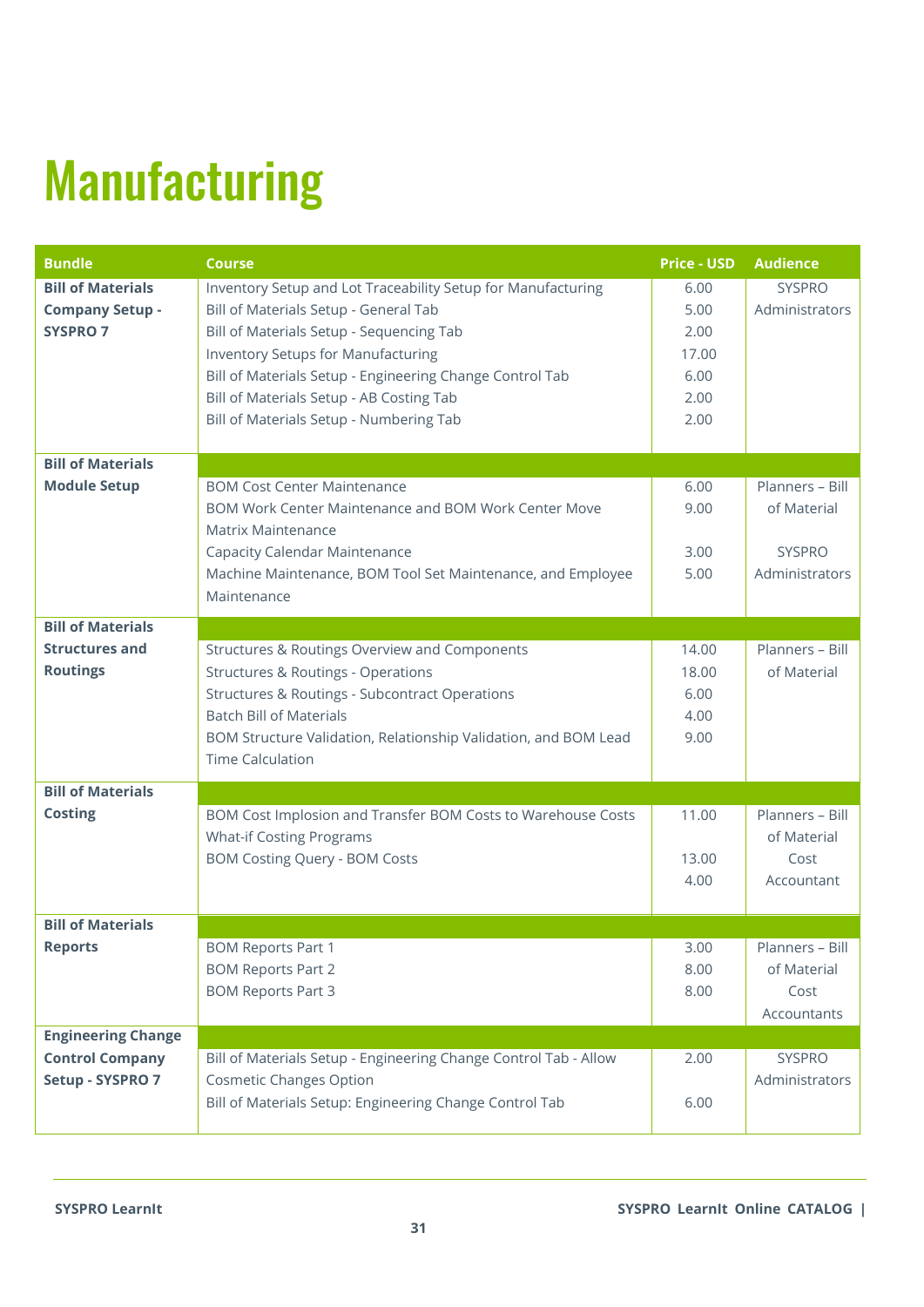# Manufacturing

| Bundle | Course | Price - USD | Audience |
|---|---|---|---|
| **Bill of Materials Company Setup - SYSPRO 7** | Inventory Setup and Lot Traceability Setup for Manufacturing | 6.00 | SYSPRO Administrators |
| | Bill of Materials Setup - General Tab | 5.00 | |
| | Bill of Materials Setup - Sequencing Tab | 2.00 | |
| | Inventory Setups for Manufacturing | 17.00 | |
| | Bill of Materials Setup - Engineering Change Control Tab | 6.00 | |
| | Bill of Materials Setup - AB Costing Tab | 2.00 | |
| | Bill of Materials Setup - Numbering Tab | 2.00 | |
| **Bill of Materials Module Setup** | | | |
| | BOM Cost Center Maintenance | 6.00 | Planners – Bill of Material |
| | BOM Work Center Maintenance and BOM Work Center Move Matrix Maintenance | 9.00 | |
| | Capacity Calendar Maintenance | 3.00 | SYSPRO Administrators |
| | Machine Maintenance, BOM Tool Set Maintenance, and Employee Maintenance | 5.00 | |
| **Bill of Materials Structures and Routings** | | | |
| | Structures & Routings Overview and Components | 14.00 | Planners – Bill of Material |
| | Structures & Routings - Operations | 18.00 | |
| | Structures & Routings - Subcontract Operations | 6.00 | |
| | Batch Bill of Materials | 4.00 | |
| | BOM Structure Validation, Relationship Validation, and BOM Lead Time Calculation | 9.00 | |
| **Bill of Materials Costing** | | | |
| | BOM Cost Implosion and Transfer BOM Costs to Warehouse Costs | 11.00 | Planners – Bill of Material Cost Accountant |
| | What-if Costing Programs | 13.00 | |
| | BOM Costing Query - BOM Costs | 4.00 | |
| **Bill of Materials Reports** | | | |
| | BOM Reports Part 1 | 3.00 | Planners – Bill of Material Cost Accountants |
| | BOM Reports Part 2 | 8.00 | |
| | BOM Reports Part 3 | 8.00 | |
| **Engineering Change Control Company Setup - SYSPRO 7** | | | |
| | Bill of Materials Setup - Engineering Change Control Tab - Allow Cosmetic Changes Option | 2.00 | SYSPRO Administrators |
| | Bill of Materials Setup: Engineering Change Control Tab | 6.00 | |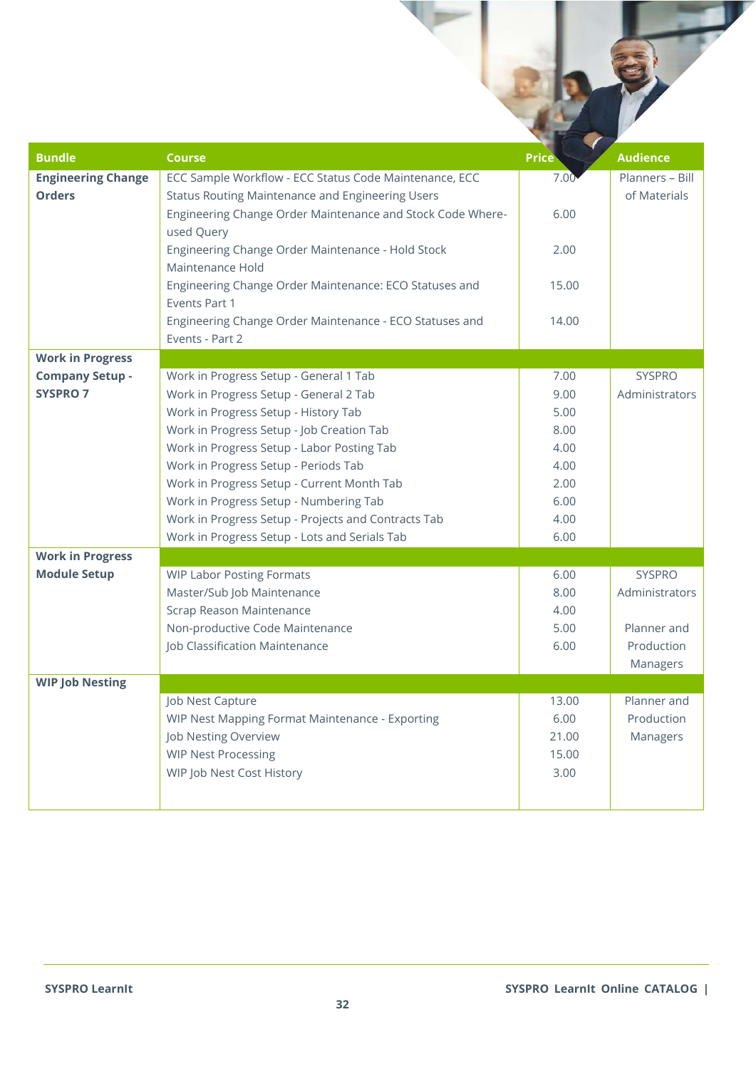| Bundle | Course | Price | Audience |
|---|---|---|---|
| **Engineering Change Orders** | ECC Sample Workflow - ECC Status Code Maintenance, ECC Status Routing Maintenance and Engineering Users | 7.00 | Planners – Bill of Materials |
| | Engineering Change Order Maintenance and Stock Code Where-used Query | 6.00 | |
| | Engineering Change Order Maintenance - Hold Stock Maintenance Hold | 2.00 | |
| | Engineering Change Order Maintenance: ECO Statuses and Events Part 1 | 15.00 | |
| | Engineering Change Order Maintenance - ECO Statuses and Events - Part 2 | 14.00 | |
| **Work in Progress Company Setup - SYSPRO 7** | | | |
| | Work in Progress Setup - General 1 Tab | 7.00 | SYSPRO Administrators |
| | Work in Progress Setup - General 2 Tab | 9.00 | |
| | Work in Progress Setup - History Tab | 5.00 | |
| | Work in Progress Setup - Job Creation Tab | 8.00 | |
| | Work in Progress Setup - Labor Posting Tab | 4.00 | |
| | Work in Progress Setup - Periods Tab | 4.00 | |
| | Work in Progress Setup - Current Month Tab | 2.00 | |
| | Work in Progress Setup - Numbering Tab | 6.00 | |
| | Work in Progress Setup - Projects and Contracts Tab | 4.00 | |
| | Work in Progress Setup - Lots and Serials Tab | 6.00 | |
| **Work in Progress Module Setup** | | | |
| | WIP Labor Posting Formats | 6.00 | SYSPRO Administrators |
| | Master/Sub Job Maintenance | 8.00 | |
| | Scrap Reason Maintenance | 4.00 | |
| | Non-productive Code Maintenance | 5.00 | Planner and Production Managers |
| | Job Classification Maintenance | 6.00 | |
| **WIP Job Nesting** | | | |
| | Job Nest Capture | 13.00 | Planner and Production Managers |
| | WIP Nest Mapping Format Maintenance - Exporting | 6.00 | |
| | Job Nesting Overview | 21.00 | |
| | WIP Nest Processing | 15.00 | |
| | WIP Job Nest Cost History | 3.00 | |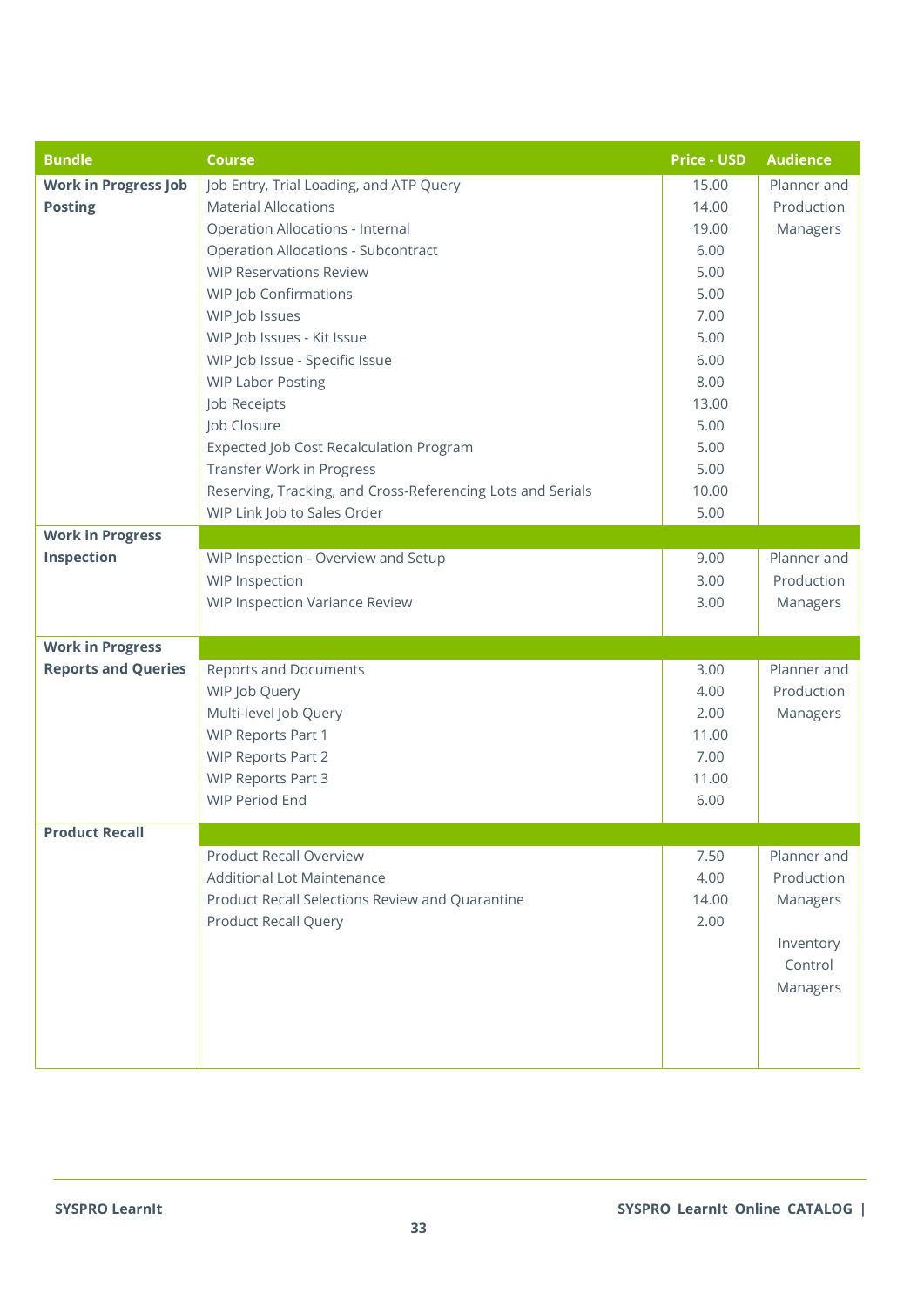| Bundle | Course | Price - USD | Audience |
|---|---|---|---|
| **Work in Progress Job Posting** | Job Entry, Trial Loading, and ATP Query | 15.00 | Planner and Production Managers |
| | Material Allocations | 14.00 | |
| | Operation Allocations - Internal | 19.00 | |
| | Operation Allocations - Subcontract | 6.00 | |
| | WIP Reservations Review | 5.00 | |
| | WIP Job Confirmations | 5.00 | |
| | WIP Job Issues | 7.00 | |
| | WIP Job Issues - Kit Issue | 5.00 | |
| | WIP Job Issue - Specific Issue | 6.00 | |
| | WIP Labor Posting | 8.00 | |
| | Job Receipts | 13.00 | |
| | Job Closure | 5.00 | |
| | Expected Job Cost Recalculation Program | 5.00 | |
| | Transfer Work in Progress | 5.00 | |
| | Reserving, Tracking, and Cross-Referencing Lots and Serials | 10.00 | |
| | WIP Link Job to Sales Order | 5.00 | |
| **Work in Progress Inspection** | WIP Inspection - Overview and Setup | 9.00 | Planner and Production Managers |
| | WIP Inspection | 3.00 | |
| | WIP Inspection Variance Review | 3.00 | |
| **Work in Progress Reports and Queries** | Reports and Documents | 3.00 | Planner and Production Managers |
| | WIP Job Query | 4.00 | |
| | Multi-level Job Query | 2.00 | |
| | WIP Reports Part 1 | 11.00 | |
| | WIP Reports Part 2 | 7.00 | |
| | WIP Reports Part 3 | 11.00 | |
| | WIP Period End | 6.00 | |
| **Product Recall** | Product Recall Overview | 7.50 | Planner and Production Managers<br><br>Inventory Control Managers |
| | Additional Lot Maintenance | 4.00 | |
| | Product Recall Selections Review and Quarantine | 14.00 | |
| | Product Recall Query | 2.00 | |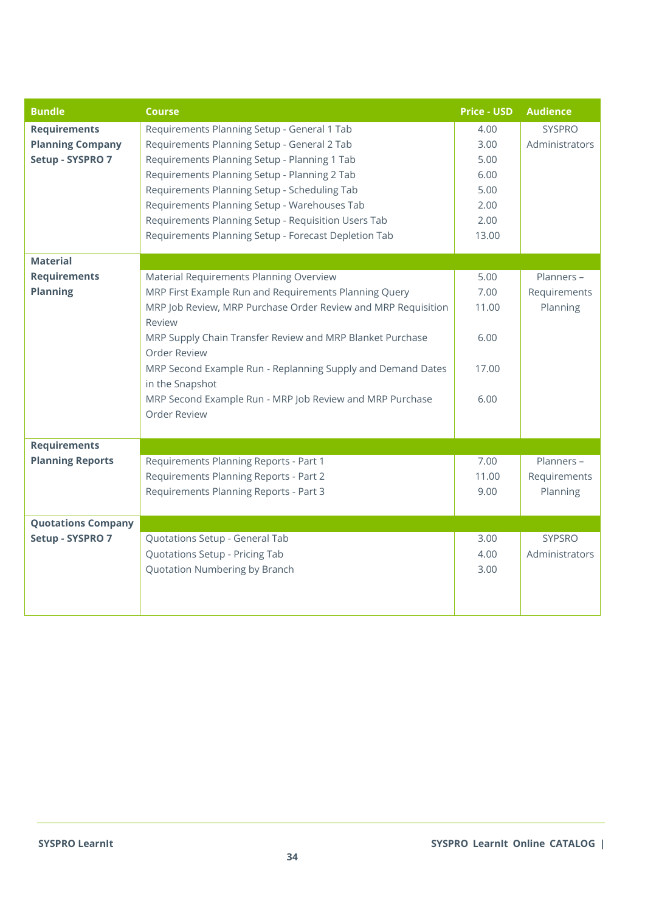| Bundle | Course | Price - USD | Audience |
| --- | --- | --- | --- |
| **Requirements Planning Company Setup - SYSPRO 7** | Requirements Planning Setup - General 1 Tab | 4.00 | SYSPRO Administrators |
| | Requirements Planning Setup - General 2 Tab | 3.00 | |
| | Requirements Planning Setup - Planning 1 Tab | 5.00 | |
| | Requirements Planning Setup - Planning 2 Tab | 6.00 | |
| | Requirements Planning Setup - Scheduling Tab | 5.00 | |
| | Requirements Planning Setup - Warehouses Tab | 2.00 | |
| | Requirements Planning Setup - Requisition Users Tab | 2.00 | |
| | Requirements Planning Setup - Forecast Depletion Tab | 13.00 | |
| **Material Requirements Planning** | Material Requirements Planning Overview | 5.00 | Planners – Requirements Planning |
| | MRP First Example Run and Requirements Planning Query | 7.00 | |
| | MRP Job Review, MRP Purchase Order Review and MRP Requisition Review | 11.00 | |
| | MRP Supply Chain Transfer Review and MRP Blanket Purchase Order Review | 6.00 | |
| | MRP Second Example Run - Replanning Supply and Demand Dates in the Snapshot | 17.00 | |
| | MRP Second Example Run - MRP Job Review and MRP Purchase Order Review | 6.00 | |
| **Requirements Planning Reports** | Requirements Planning Reports - Part 1 | 7.00 | Planners – Requirements Planning |
| | Requirements Planning Reports - Part 2 | 11.00 | |
| | Requirements Planning Reports - Part 3 | 9.00 | |
| **Quotations Company Setup - SYSPRO 7** | Quotations Setup - General Tab | 3.00 | SYPSRO Administrators |
| | Quotations Setup - Pricing Tab | 4.00 | |
| | Quotation Numbering by Branch | 3.00 | |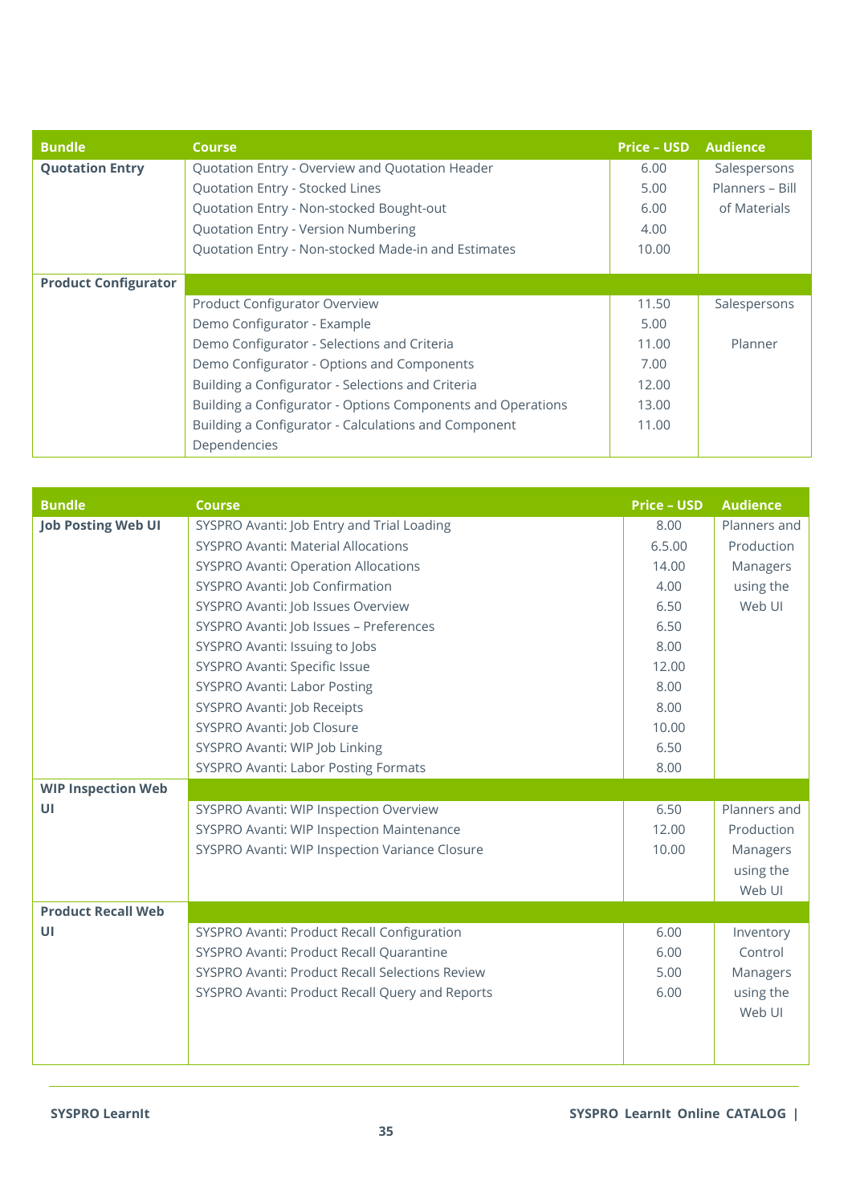| Bundle | Course | Price – USD | Audience |
|---|---|---|---|
| **Quotation Entry** | Quotation Entry - Overview and Quotation Header | 6.00 | Salespersons |
| | Quotation Entry - Stocked Lines | 5.00 | Planners – Bill |
| | Quotation Entry - Non-stocked Bought-out | 6.00 | of Materials |
| | Quotation Entry - Version Numbering | 4.00 | |
| | Quotation Entry - Non-stocked Made-in and Estimates | 10.00 | |
| **Product Configurator** | | | |
| | Product Configurator Overview | 11.50 | Salespersons |
| | Demo Configurator - Example | 5.00 | |
| | Demo Configurator - Selections and Criteria | 11.00 | Planner |
| | Demo Configurator - Options and Components | 7.00 | |
| | Building a Configurator - Selections and Criteria | 12.00 | |
| | Building a Configurator - Options Components and Operations | 13.00 | |
| | Building a Configurator - Calculations and Component Dependencies | 11.00 | |

| Bundle | Course | Price – USD | Audience |
|---|---|---|---|
| **Job Posting Web UI** | SYSPRO Avanti: Job Entry and Trial Loading | 8.00 | Planners and Production Managers using the Web UI |
| | SYSPRO Avanti: Material Allocations | 6.5.00 | |
| | SYSPRO Avanti: Operation Allocations | 14.00 | |
| | SYSPRO Avanti: Job Confirmation | 4.00 | |
| | SYSPRO Avanti: Job Issues Overview | 6.50 | |
| | SYSPRO Avanti: Job Issues – Preferences | 6.50 | |
| | SYSPRO Avanti: Issuing to Jobs | 8.00 | |
| | SYSPRO Avanti: Specific Issue | 12.00 | |
| | SYSPRO Avanti: Labor Posting | 8.00 | |
| | SYSPRO Avanti: Job Receipts | 8.00 | |
| | SYSPRO Avanti: Job Closure | 10.00 | |
| | SYSPRO Avanti: WIP Job Linking | 6.50 | |
| | SYSPRO Avanti: Labor Posting Formats | 8.00 | |
| **WIP Inspection Web UI** | | | |
| | SYSPRO Avanti: WIP Inspection Overview | 6.50 | Planners and Production Managers using the Web UI |
| | SYSPRO Avanti: WIP Inspection Maintenance | 12.00 | |
| | SYSPRO Avanti: WIP Inspection Variance Closure | 10.00 | |
| **Product Recall Web UI** | | | |
| | SYSPRO Avanti: Product Recall Configuration | 6.00 | Inventory Control Managers using the Web UI |
| | SYSPRO Avanti: Product Recall Quarantine | 6.00 | |
| | SYSPRO Avanti: Product Recall Selections Review | 5.00 | |
| | SYSPRO Avanti: Product Recall Query and Reports | 6.00 | |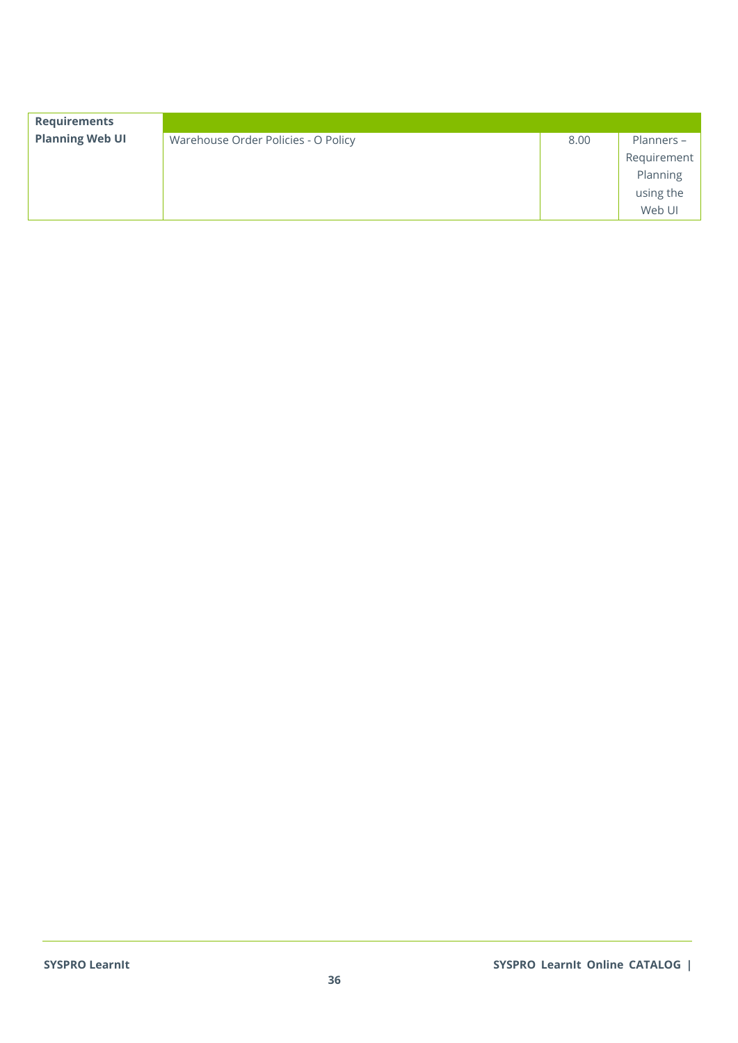| Requirements Planning Web UI | | | |
|---|---|---|---|
| | Warehouse Order Policies - O Policy | 8.00 | Planners – Requirement Planning using the Web UI |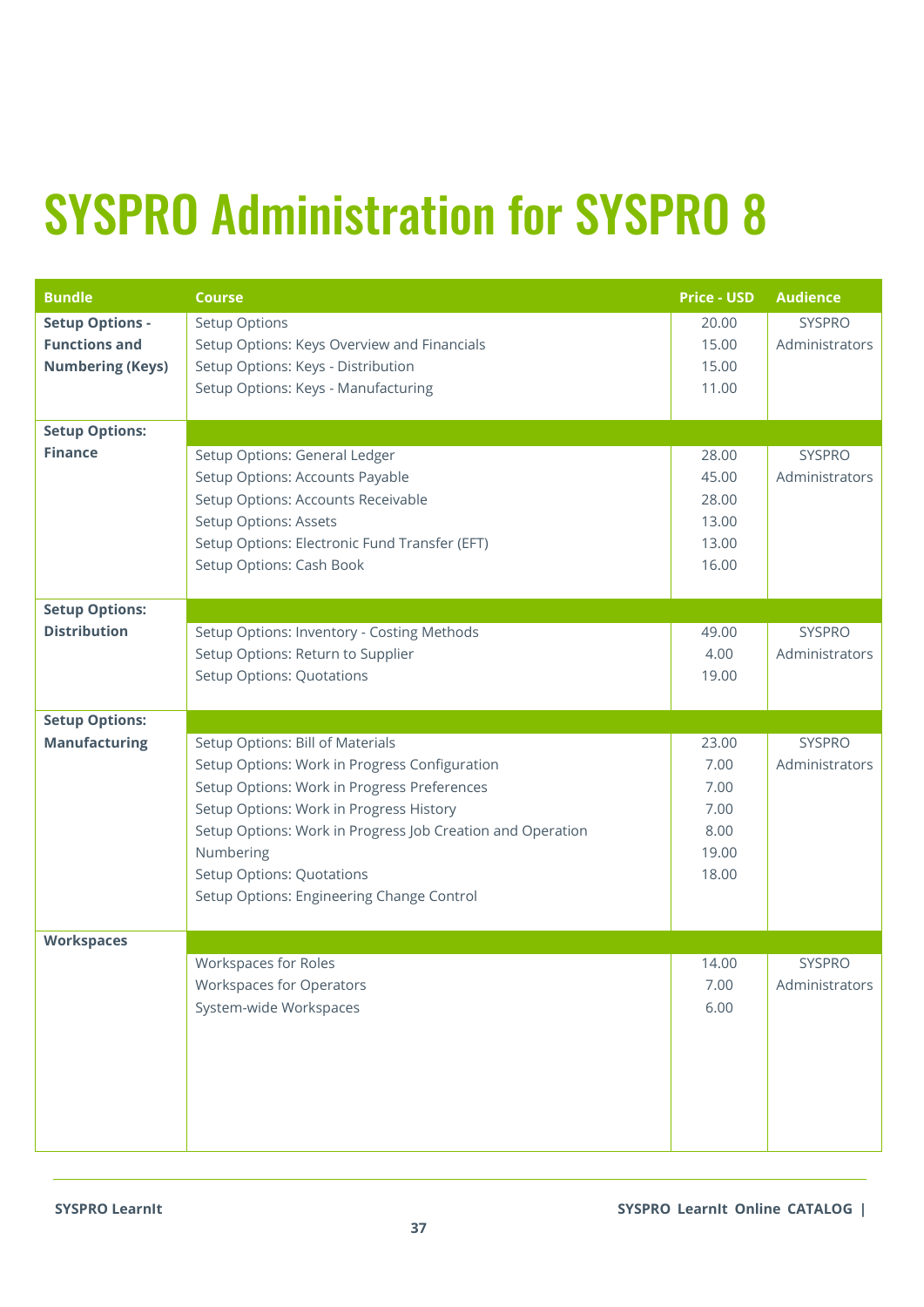# SYSPRO Administration for SYSPRO 8

| Bundle | Course | Price - USD | Audience |
|---|---|---|---|
| **Setup Options - Functions and Numbering (Keys)** | Setup Options | 20.00 | SYSPRO Administrators |
| | Setup Options: Keys Overview and Financials | 15.00 | |
| | Setup Options: Keys - Distribution | 15.00 | |
| | Setup Options: Keys - Manufacturing | 11.00 | |
| **Setup Options: Finance** | Setup Options: General Ledger | 28.00 | SYSPRO Administrators |
| | Setup Options: Accounts Payable | 45.00 | |
| | Setup Options: Accounts Receivable | 28.00 | |
| | Setup Options: Assets | 13.00 | |
| | Setup Options: Electronic Fund Transfer (EFT) | 13.00 | |
| | Setup Options: Cash Book | 16.00 | |
| **Setup Options: Distribution** | Setup Options: Inventory - Costing Methods | 49.00 | SYSPRO Administrators |
| | Setup Options: Return to Supplier | 4.00 | |
| | Setup Options: Quotations | 19.00 | |
| **Setup Options: Manufacturing** | Setup Options: Bill of Materials | 23.00 | SYSPRO Administrators |
| | Setup Options: Work in Progress Configuration | 7.00 | |
| | Setup Options: Work in Progress Preferences | 7.00 | |
| | Setup Options: Work in Progress History | 7.00 | |
| | Setup Options: Work in Progress Job Creation and Operation Numbering | 8.00 | |
| | Setup Options: Quotations | 19.00 | |
| | Setup Options: Engineering Change Control | 18.00 | |
| **Workspaces** | Workspaces for Roles | 14.00 | SYSPRO Administrators |
| | Workspaces for Operators | 7.00 | |
| | System-wide Workspaces | 6.00 | |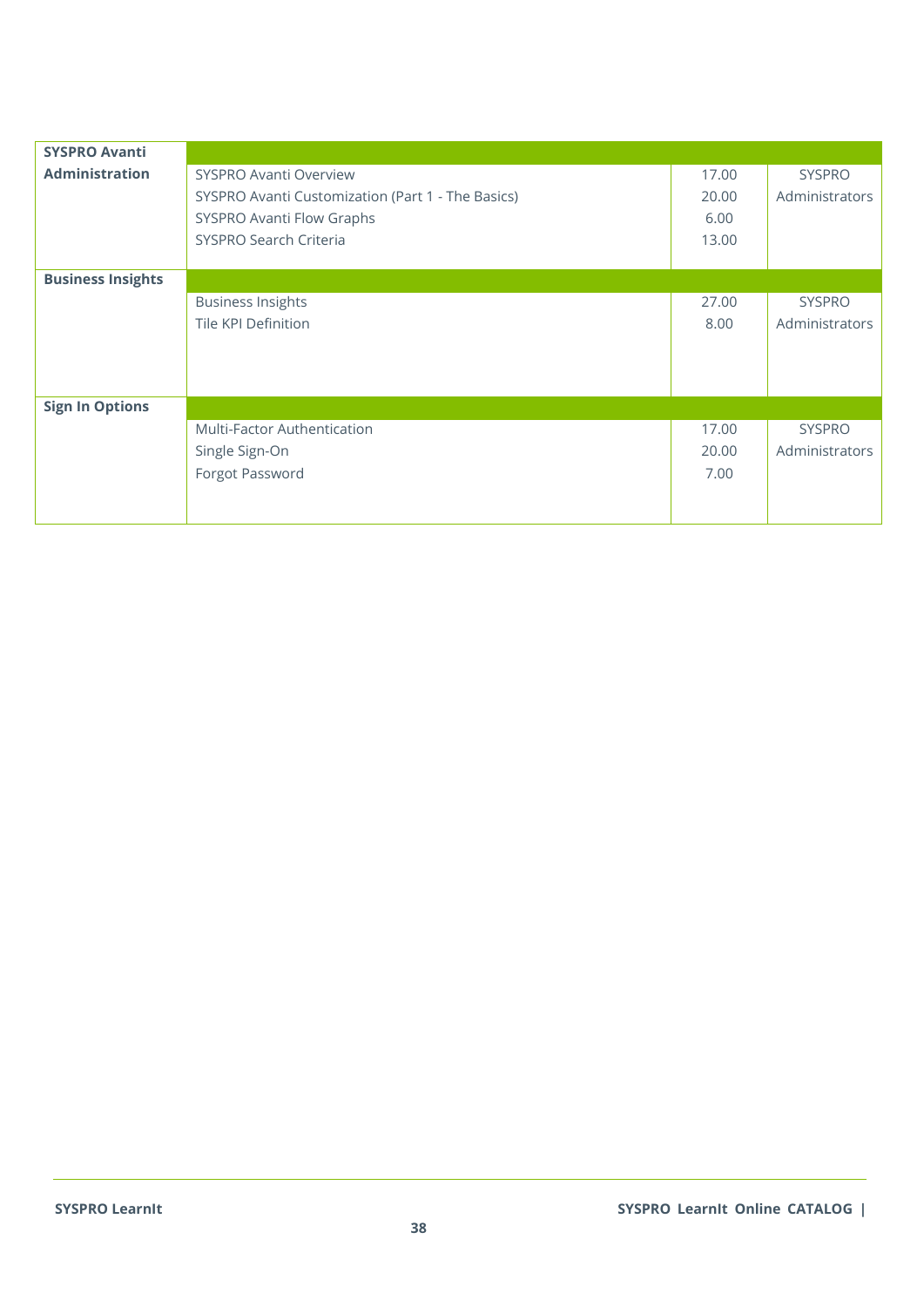| | | | |
|---|---|---|---|
| **SYSPRO Avanti Administration** | | | |
| | SYSPRO Avanti Overview | 17.00 | SYSPRO Administrators |
| | SYSPRO Avanti Customization (Part 1 - The Basics) | 20.00 | |
| | SYSPRO Avanti Flow Graphs | 6.00 | |
| | SYSPRO Search Criteria | 13.00 | |
| **Business Insights** | | | |
| | Business Insights | 27.00 | SYSPRO Administrators |
| | Tile KPI Definition | 8.00 | |
| **Sign In Options** | | | |
| | Multi-Factor Authentication | 17.00 | SYSPRO Administrators |
| | Single Sign-On | 20.00 | |
| | Forgot Password | 7.00 | |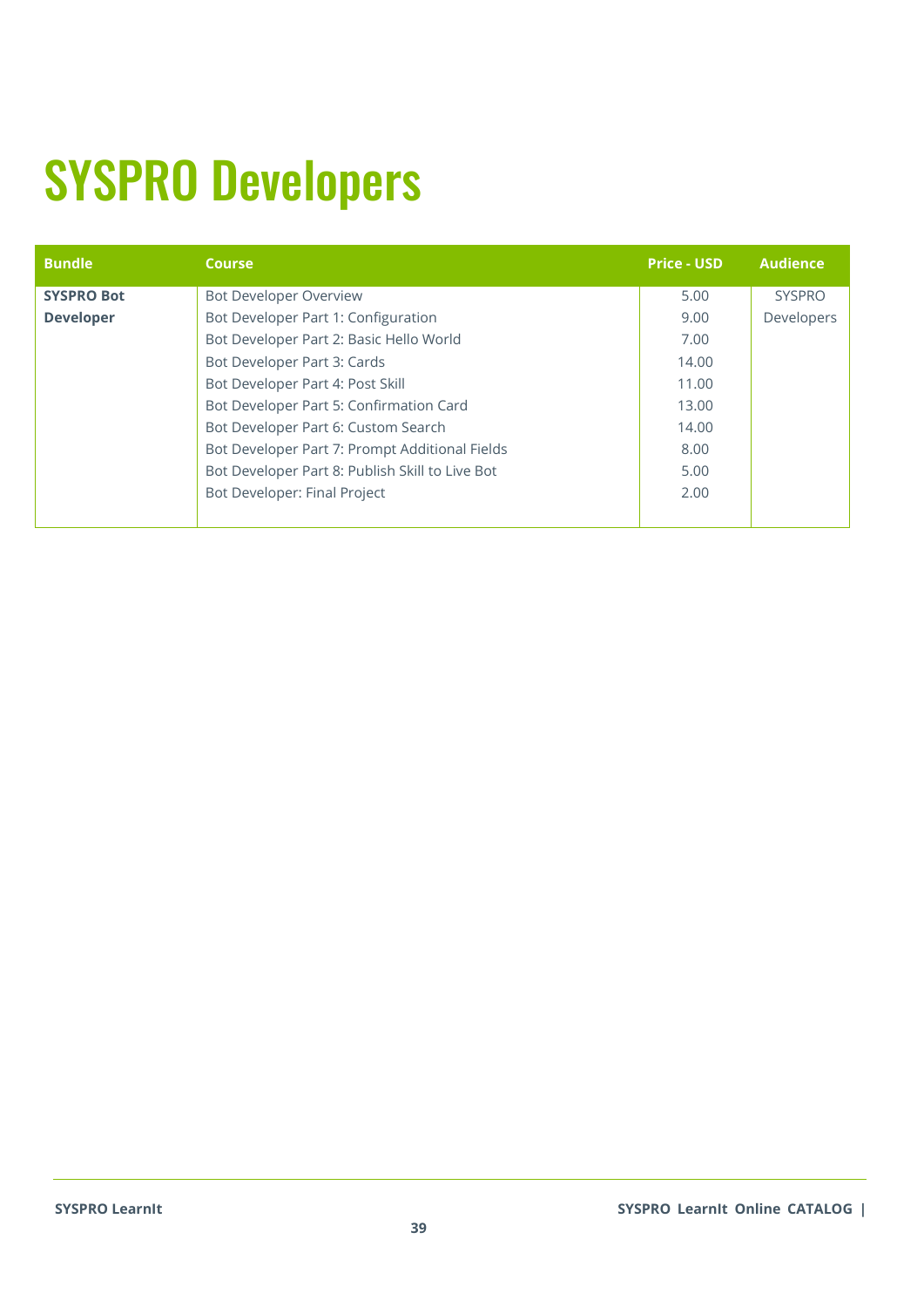# SYSPRO Developers

| Bundle | Course | Price - USD | Audience |
|---|---|---|---|
| **SYSPRO Bot Developer** | Bot Developer Overview | 5.00 | SYSPRO Developers |
| | Bot Developer Part 1: Configuration | 9.00 | |
| | Bot Developer Part 2: Basic Hello World | 7.00 | |
| | Bot Developer Part 3: Cards | 14.00 | |
| | Bot Developer Part 4: Post Skill | 11.00 | |
| | Bot Developer Part 5: Confirmation Card | 13.00 | |
| | Bot Developer Part 6: Custom Search | 14.00 | |
| | Bot Developer Part 7: Prompt Additional Fields | 8.00 | |
| | Bot Developer Part 8: Publish Skill to Live Bot | 5.00 | |
| | Bot Developer: Final Project | 2.00 | |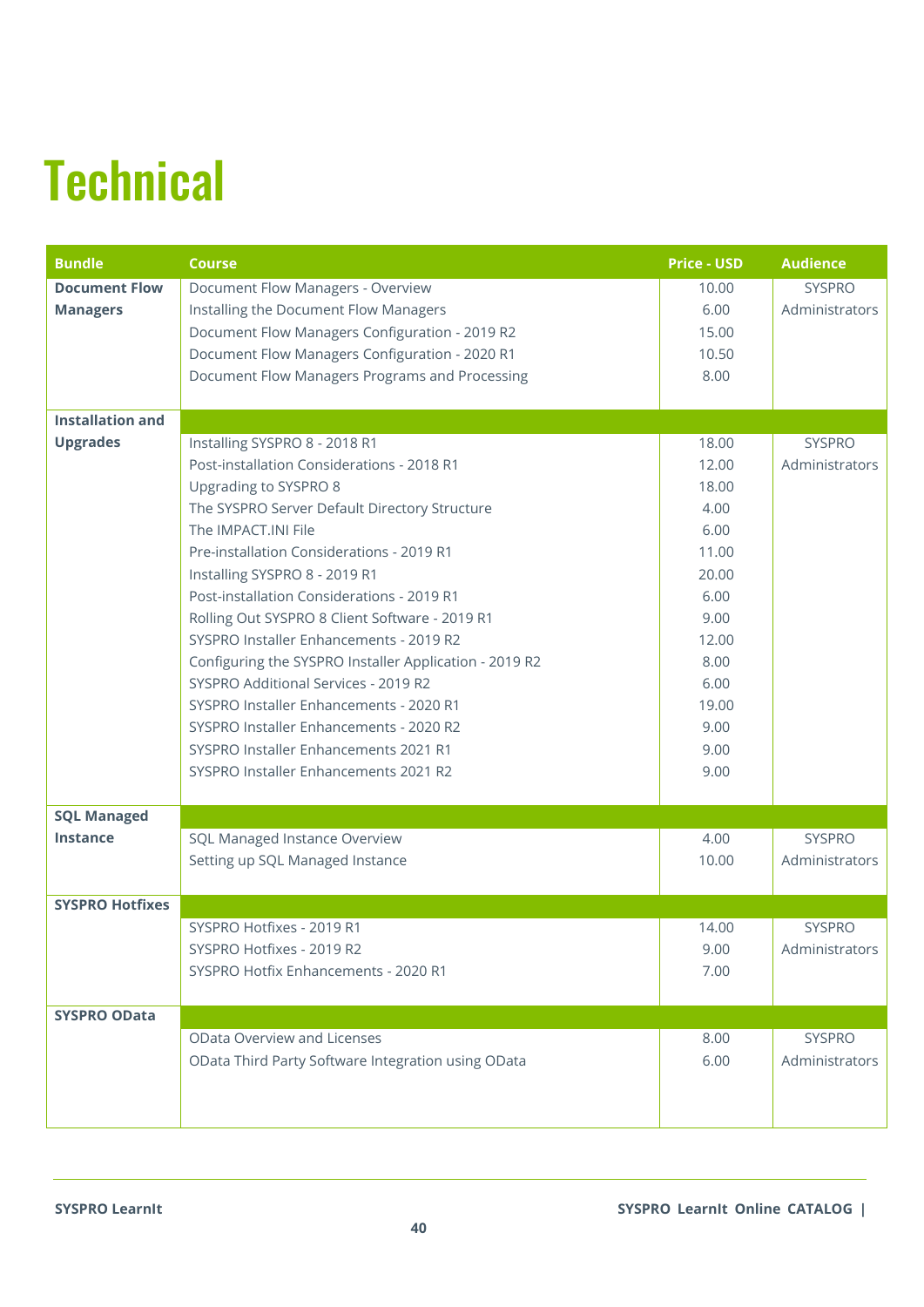# Technical

| Bundle | Course | Price - USD | Audience |
|---|---|---|---|
| **Document Flow Managers** | Document Flow Managers - Overview | 10.00 | SYSPRO Administrators |
| | Installing the Document Flow Managers | 6.00 | |
| | Document Flow Managers Configuration - 2019 R2 | 15.00 | |
| | Document Flow Managers Configuration - 2020 R1 | 10.50 | |
| | Document Flow Managers Programs and Processing | 8.00 | |
| **Installation and Upgrades** | | | |
| | Installing SYSPRO 8 - 2018 R1 | 18.00 | SYSPRO Administrators |
| | Post-installation Considerations - 2018 R1 | 12.00 | |
| | Upgrading to SYSPRO 8 | 18.00 | |
| | The SYSPRO Server Default Directory Structure | 4.00 | |
| | The IMPACT.INI File | 6.00 | |
| | Pre-installation Considerations - 2019 R1 | 11.00 | |
| | Installing SYSPRO 8 - 2019 R1 | 20.00 | |
| | Post-installation Considerations - 2019 R1 | 6.00 | |
| | Rolling Out SYSPRO 8 Client Software - 2019 R1 | 9.00 | |
| | SYSPRO Installer Enhancements - 2019 R2 | 12.00 | |
| | Configuring the SYSPRO Installer Application - 2019 R2 | 8.00 | |
| | SYSPRO Additional Services - 2019 R2 | 6.00 | |
| | SYSPRO Installer Enhancements - 2020 R1 | 19.00 | |
| | SYSPRO Installer Enhancements - 2020 R2 | 9.00 | |
| | SYSPRO Installer Enhancements 2021 R1 | 9.00 | |
| | SYSPRO Installer Enhancements 2021 R2 | 9.00 | |
| **SQL Managed Instance** | | | |
| | SQL Managed Instance Overview | 4.00 | SYSPRO Administrators |
| | Setting up SQL Managed Instance | 10.00 | |
| **SYSPRO Hotfixes** | | | |
| | SYSPRO Hotfixes - 2019 R1 | 14.00 | SYSPRO Administrators |
| | SYSPRO Hotfixes - 2019 R2 | 9.00 | |
| | SYSPRO Hotfix Enhancements - 2020 R1 | 7.00 | |
| **SYSPRO OData** | | | |
| | OData Overview and Licenses | 8.00 | SYSPRO Administrators |
| | OData Third Party Software Integration using OData | 6.00 | |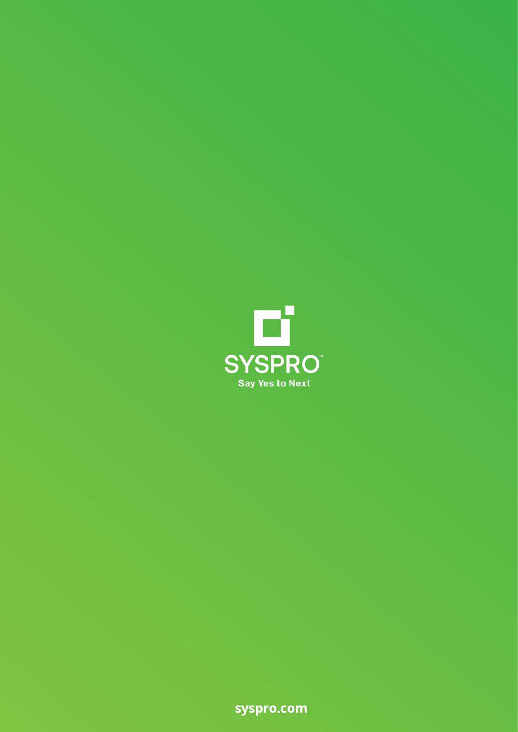SYSPRO™

Say Yes to Next

syspro.com